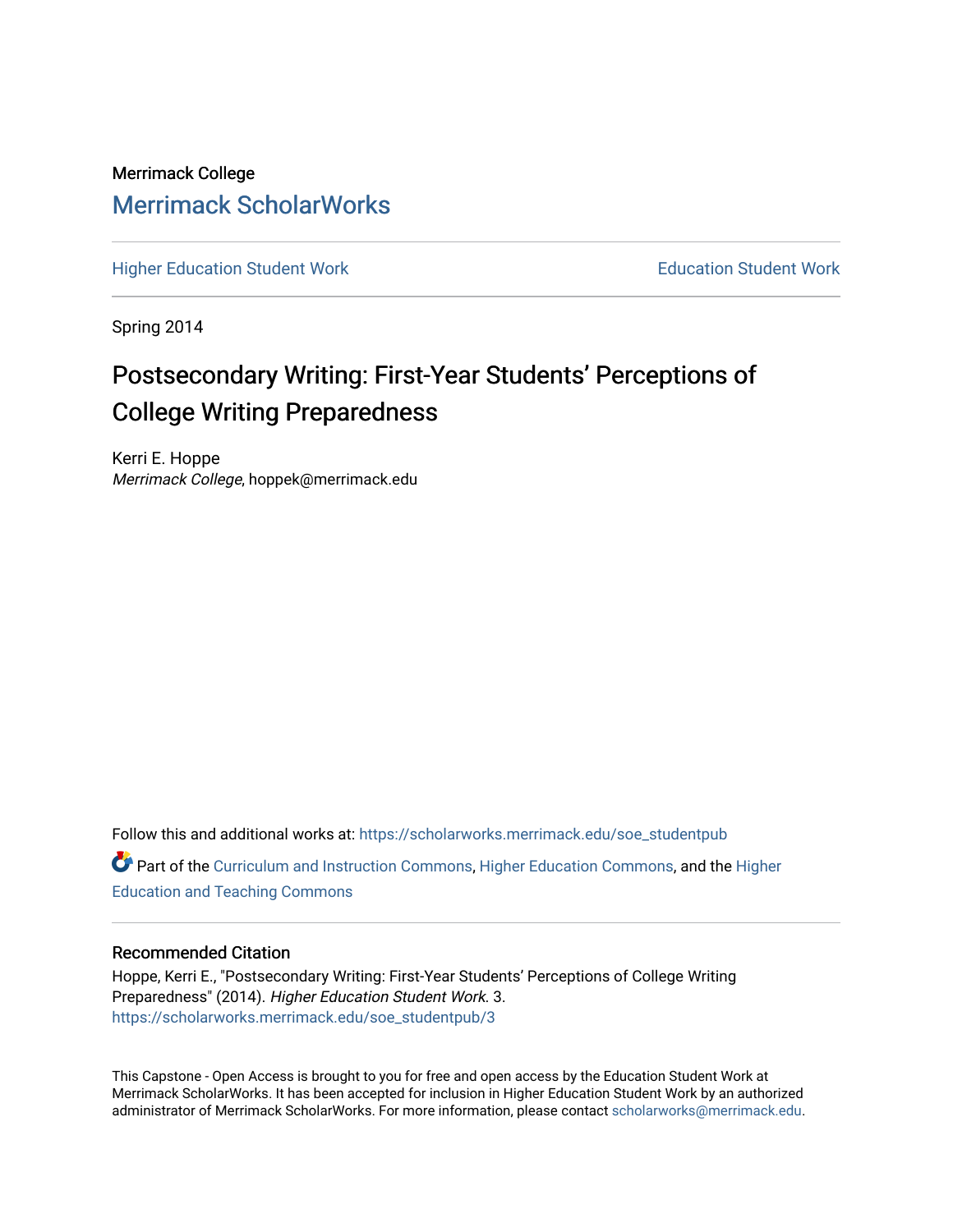Merrimack College

# Merrimack ScholarWorks

Higher Education Student Work — Education Student Work

Spring 2014

# Postsecondary Writing: First-Year Students' Perceptions of College Writing Preparedness

Kerri E. Hoppe
*Merrimack College*, hoppek@merrimack.edu

Follow this and additional works at: https://scholarworks.merrimack.edu/soe_studentpub

Part of the Curriculum and Instruction Commons, Higher Education Commons, and the Higher Education and Teaching Commons

## Recommended Citation

Hoppe, Kerri E., "Postsecondary Writing: First-Year Students' Perceptions of College Writing Preparedness" (2014). *Higher Education Student Work*. 3.
https://scholarworks.merrimack.edu/soe_studentpub/3

This Capstone - Open Access is brought to you for free and open access by the Education Student Work at Merrimack ScholarWorks. It has been accepted for inclusion in Higher Education Student Work by an authorized administrator of Merrimack ScholarWorks. For more information, please contact scholarworks@merrimack.edu.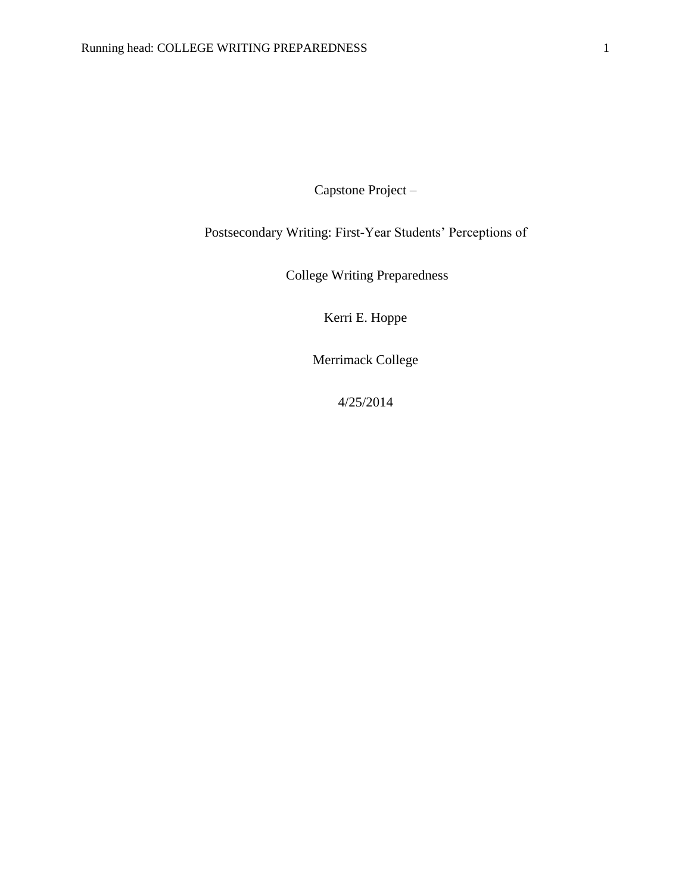Capstone Project –

Postsecondary Writing: First-Year Students' Perceptions of

College Writing Preparedness

Kerri E. Hoppe

Merrimack College

4/25/2014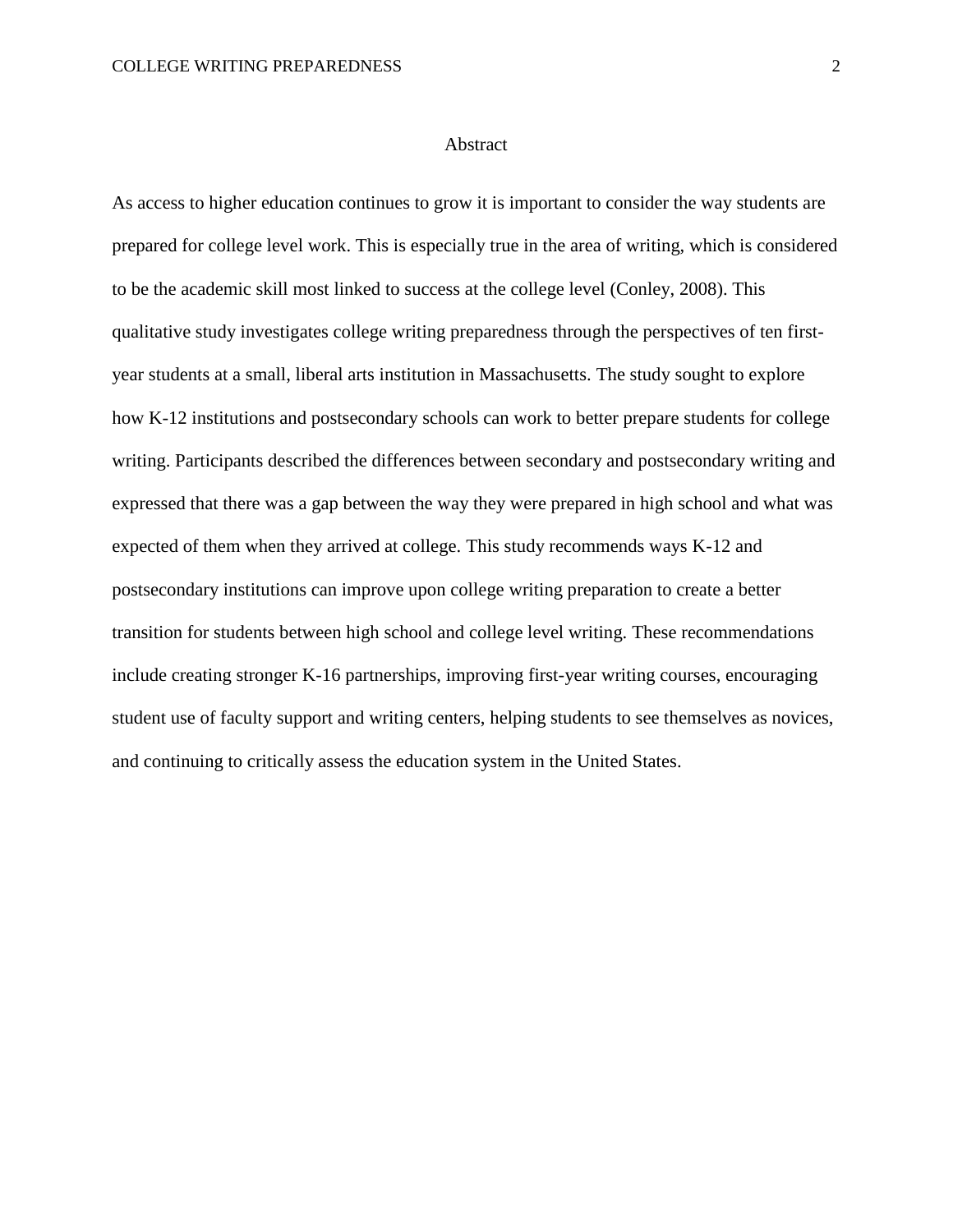# Abstract

As access to higher education continues to grow it is important to consider the way students are prepared for college level work. This is especially true in the area of writing, which is considered to be the academic skill most linked to success at the college level (Conley, 2008). This qualitative study investigates college writing preparedness through the perspectives of ten first-year students at a small, liberal arts institution in Massachusetts. The study sought to explore how K-12 institutions and postsecondary schools can work to better prepare students for college writing. Participants described the differences between secondary and postsecondary writing and expressed that there was a gap between the way they were prepared in high school and what was expected of them when they arrived at college. This study recommends ways K-12 and postsecondary institutions can improve upon college writing preparation to create a better transition for students between high school and college level writing. These recommendations include creating stronger K-16 partnerships, improving first-year writing courses, encouraging student use of faculty support and writing centers, helping students to see themselves as novices, and continuing to critically assess the education system in the United States.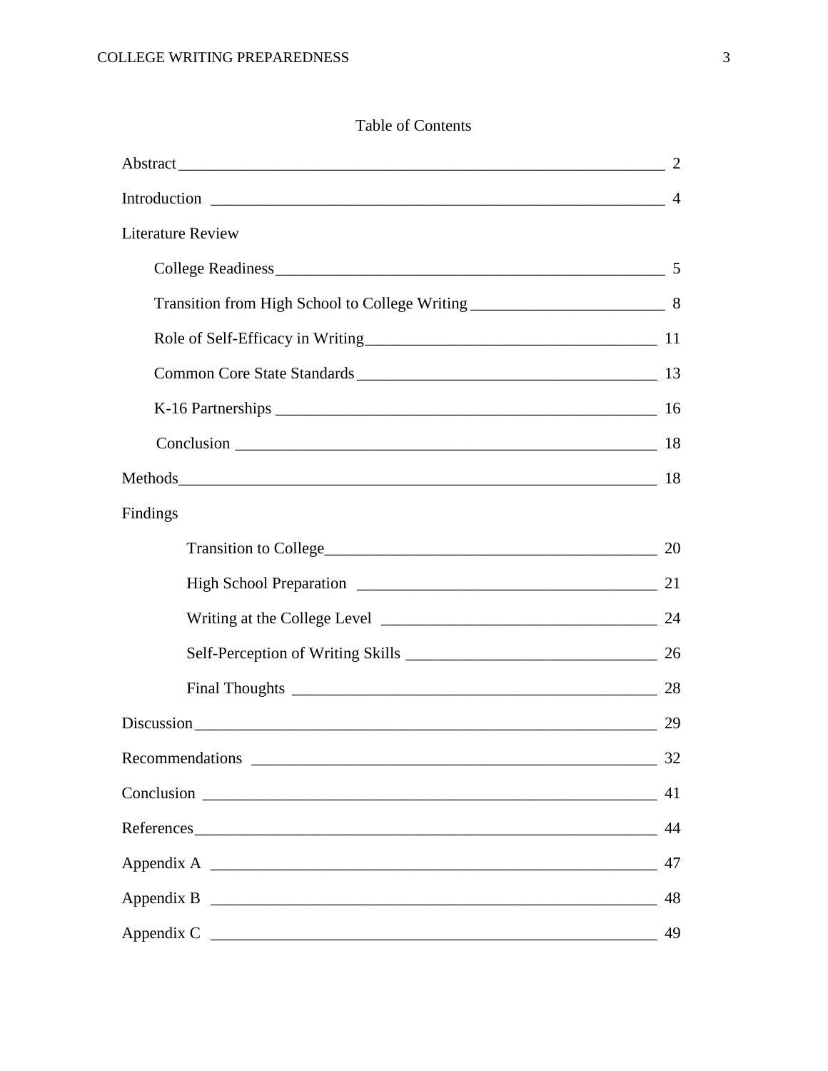# Table of Contents

- Abstract — 2
- Introduction — 4
- Literature Review
  - College Readiness — 5
  - Transition from High School to College Writing — 8
  - Role of Self-Efficacy in Writing — 11
  - Common Core State Standards — 13
  - K-16 Partnerships — 16
  - Conclusion — 18
- Methods — 18
- Findings
  - Transition to College — 20
  - High School Preparation — 21
  - Writing at the College Level — 24
  - Self-Perception of Writing Skills — 26
  - Final Thoughts — 28
- Discussion — 29
- Recommendations — 32
- Conclusion — 41
- References — 44
- Appendix A — 47
- Appendix B — 48
- Appendix C — 49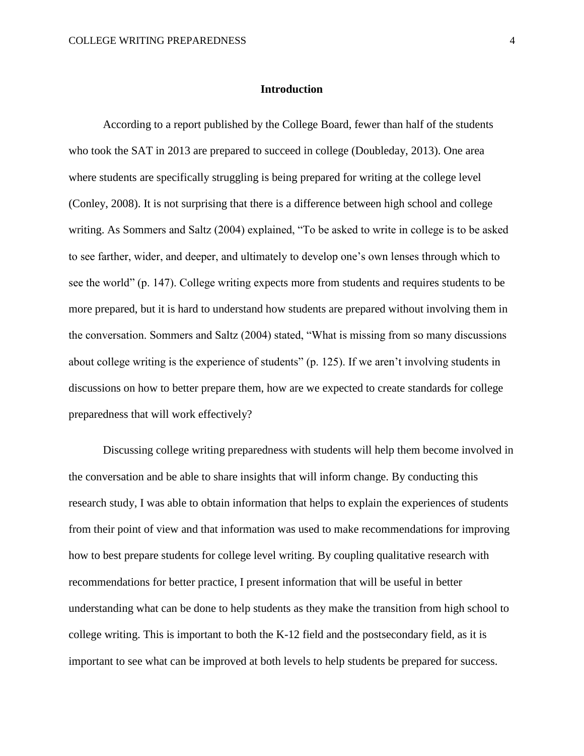# Introduction

According to a report published by the College Board, fewer than half of the students who took the SAT in 2013 are prepared to succeed in college (Doubleday, 2013). One area where students are specifically struggling is being prepared for writing at the college level (Conley, 2008). It is not surprising that there is a difference between high school and college writing. As Sommers and Saltz (2004) explained, "To be asked to write in college is to be asked to see farther, wider, and deeper, and ultimately to develop one's own lenses through which to see the world" (p. 147). College writing expects more from students and requires students to be more prepared, but it is hard to understand how students are prepared without involving them in the conversation. Sommers and Saltz (2004) stated, "What is missing from so many discussions about college writing is the experience of students" (p. 125). If we aren't involving students in discussions on how to better prepare them, how are we expected to create standards for college preparedness that will work effectively?

Discussing college writing preparedness with students will help them become involved in the conversation and be able to share insights that will inform change. By conducting this research study, I was able to obtain information that helps to explain the experiences of students from their point of view and that information was used to make recommendations for improving how to best prepare students for college level writing. By coupling qualitative research with recommendations for better practice, I present information that will be useful in better understanding what can be done to help students as they make the transition from high school to college writing. This is important to both the K-12 field and the postsecondary field, as it is important to see what can be improved at both levels to help students be prepared for success.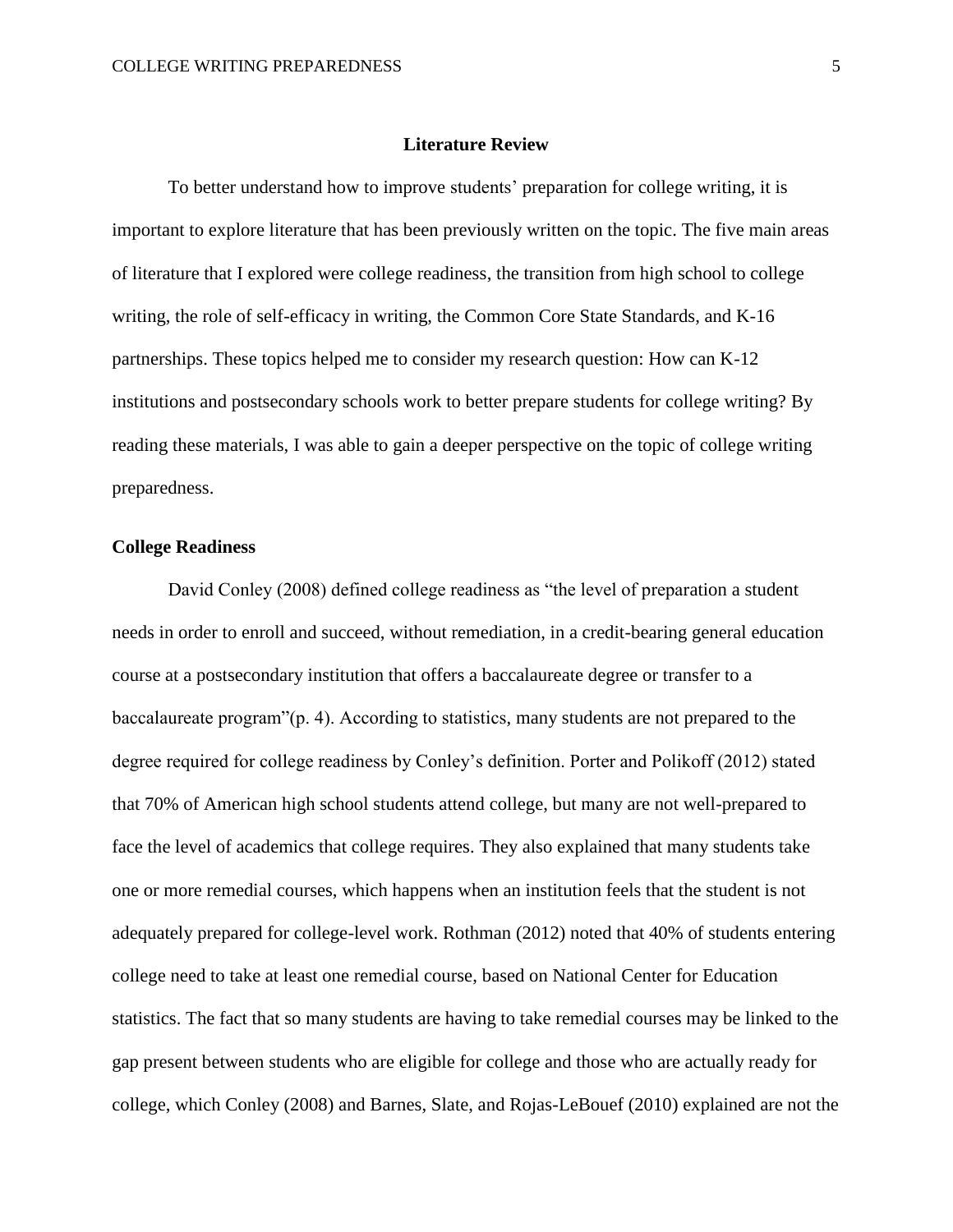# Literature Review

To better understand how to improve students' preparation for college writing, it is important to explore literature that has been previously written on the topic. The five main areas of literature that I explored were college readiness, the transition from high school to college writing, the role of self-efficacy in writing, the Common Core State Standards, and K-16 partnerships. These topics helped me to consider my research question: How can K-12 institutions and postsecondary schools work to better prepare students for college writing? By reading these materials, I was able to gain a deeper perspective on the topic of college writing preparedness.

## College Readiness

David Conley (2008) defined college readiness as "the level of preparation a student needs in order to enroll and succeed, without remediation, in a credit-bearing general education course at a postsecondary institution that offers a baccalaureate degree or transfer to a baccalaureate program"(p. 4). According to statistics, many students are not prepared to the degree required for college readiness by Conley's definition. Porter and Polikoff (2012) stated that 70% of American high school students attend college, but many are not well-prepared to face the level of academics that college requires. They also explained that many students take one or more remedial courses, which happens when an institution feels that the student is not adequately prepared for college-level work. Rothman (2012) noted that 40% of students entering college need to take at least one remedial course, based on National Center for Education statistics. The fact that so many students are having to take remedial courses may be linked to the gap present between students who are eligible for college and those who are actually ready for college, which Conley (2008) and Barnes, Slate, and Rojas-LeBouef (2010) explained are not the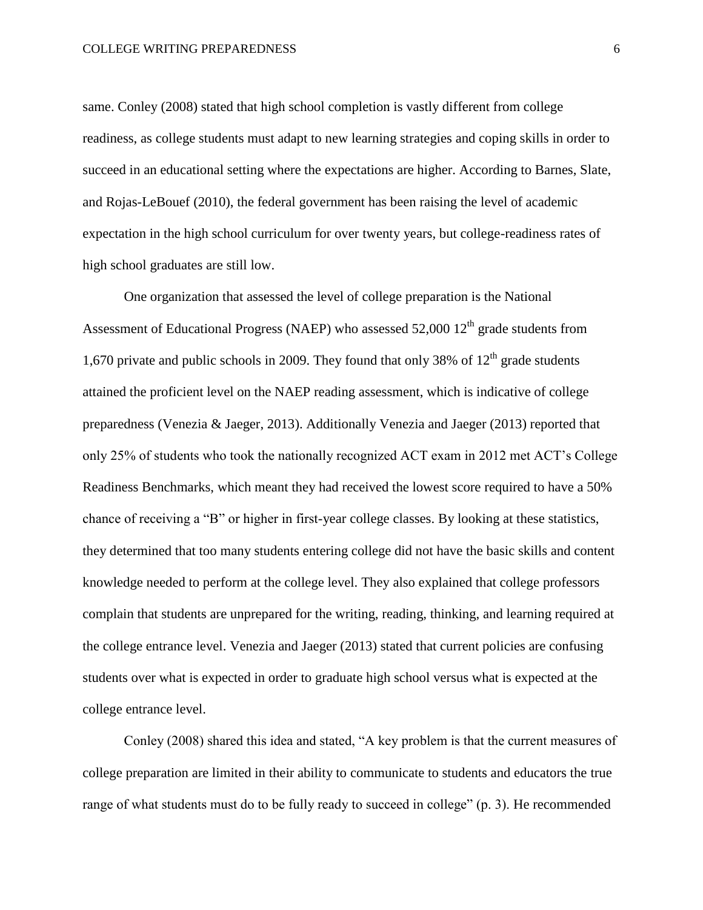same. Conley (2008) stated that high school completion is vastly different from college readiness, as college students must adapt to new learning strategies and coping skills in order to succeed in an educational setting where the expectations are higher. According to Barnes, Slate, and Rojas-LeBouef (2010), the federal government has been raising the level of academic expectation in the high school curriculum for over twenty years, but college-readiness rates of high school graduates are still low.

One organization that assessed the level of college preparation is the National Assessment of Educational Progress (NAEP) who assessed 52,000 12th grade students from 1,670 private and public schools in 2009. They found that only 38% of 12th grade students attained the proficient level on the NAEP reading assessment, which is indicative of college preparedness (Venezia & Jaeger, 2013). Additionally Venezia and Jaeger (2013) reported that only 25% of students who took the nationally recognized ACT exam in 2012 met ACT's College Readiness Benchmarks, which meant they had received the lowest score required to have a 50% chance of receiving a "B" or higher in first-year college classes. By looking at these statistics, they determined that too many students entering college did not have the basic skills and content knowledge needed to perform at the college level. They also explained that college professors complain that students are unprepared for the writing, reading, thinking, and learning required at the college entrance level. Venezia and Jaeger (2013) stated that current policies are confusing students over what is expected in order to graduate high school versus what is expected at the college entrance level.

Conley (2008) shared this idea and stated, "A key problem is that the current measures of college preparation are limited in their ability to communicate to students and educators the true range of what students must do to be fully ready to succeed in college" (p. 3). He recommended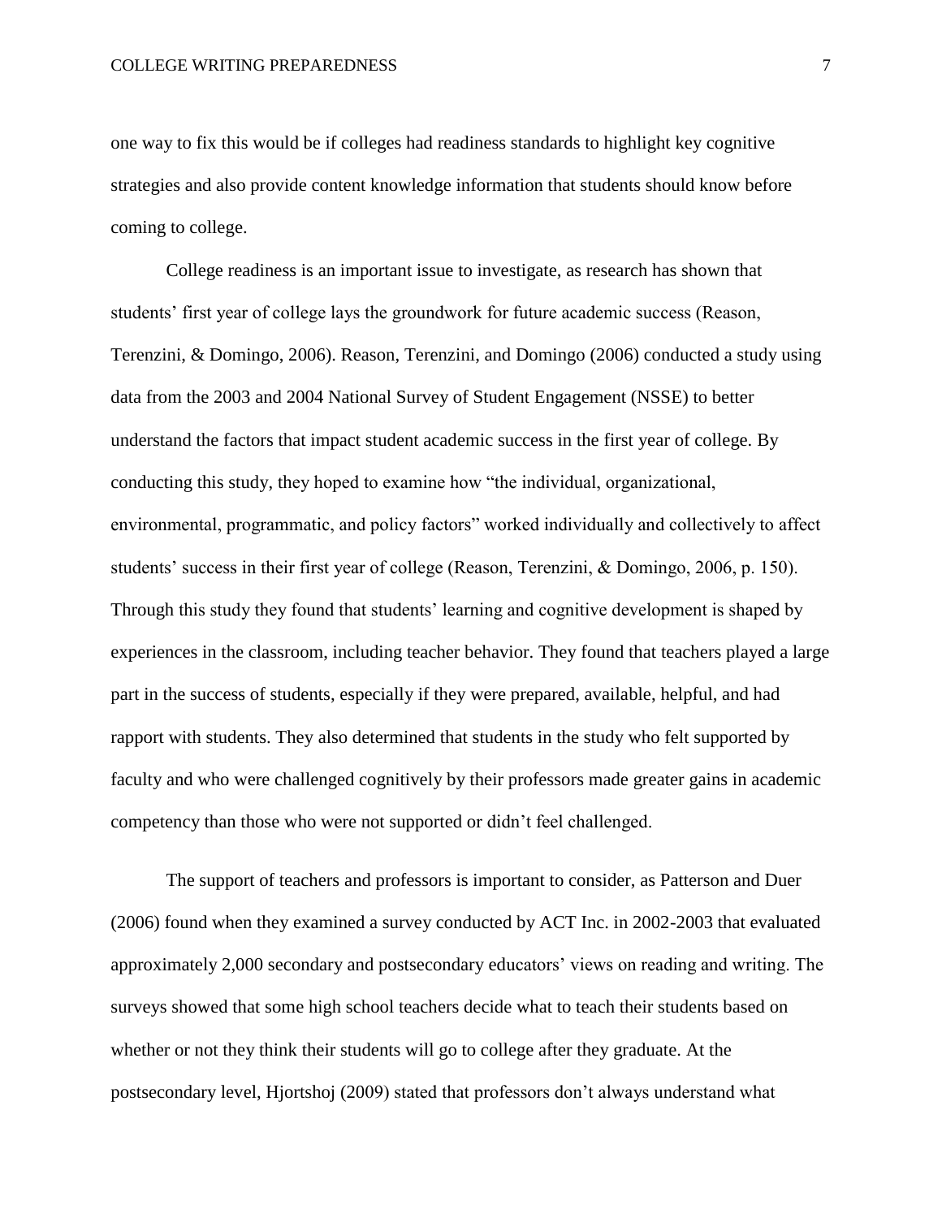one way to fix this would be if colleges had readiness standards to highlight key cognitive strategies and also provide content knowledge information that students should know before coming to college.

College readiness is an important issue to investigate, as research has shown that students' first year of college lays the groundwork for future academic success (Reason, Terenzini, & Domingo, 2006). Reason, Terenzini, and Domingo (2006) conducted a study using data from the 2003 and 2004 National Survey of Student Engagement (NSSE) to better understand the factors that impact student academic success in the first year of college. By conducting this study, they hoped to examine how "the individual, organizational, environmental, programmatic, and policy factors" worked individually and collectively to affect students' success in their first year of college (Reason, Terenzini, & Domingo, 2006, p. 150). Through this study they found that students' learning and cognitive development is shaped by experiences in the classroom, including teacher behavior. They found that teachers played a large part in the success of students, especially if they were prepared, available, helpful, and had rapport with students. They also determined that students in the study who felt supported by faculty and who were challenged cognitively by their professors made greater gains in academic competency than those who were not supported or didn't feel challenged.

The support of teachers and professors is important to consider, as Patterson and Duer (2006) found when they examined a survey conducted by ACT Inc. in 2002-2003 that evaluated approximately 2,000 secondary and postsecondary educators' views on reading and writing. The surveys showed that some high school teachers decide what to teach their students based on whether or not they think their students will go to college after they graduate. At the postsecondary level, Hjortshoj (2009) stated that professors don't always understand what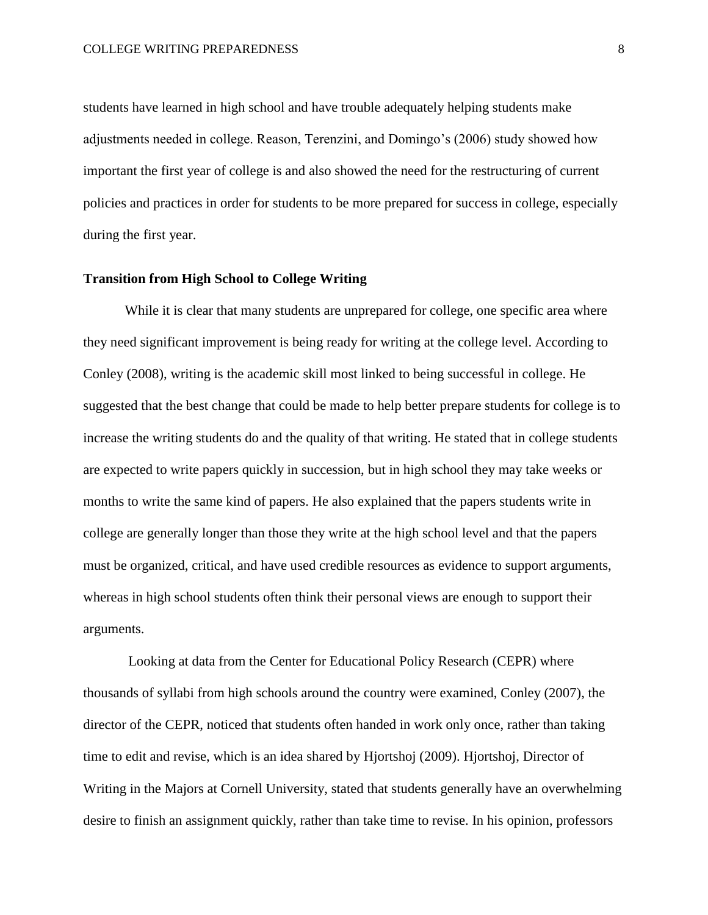students have learned in high school and have trouble adequately helping students make adjustments needed in college. Reason, Terenzini, and Domingo's (2006) study showed how important the first year of college is and also showed the need for the restructuring of current policies and practices in order for students to be more prepared for success in college, especially during the first year.

## Transition from High School to College Writing

While it is clear that many students are unprepared for college, one specific area where they need significant improvement is being ready for writing at the college level. According to Conley (2008), writing is the academic skill most linked to being successful in college. He suggested that the best change that could be made to help better prepare students for college is to increase the writing students do and the quality of that writing. He stated that in college students are expected to write papers quickly in succession, but in high school they may take weeks or months to write the same kind of papers. He also explained that the papers students write in college are generally longer than those they write at the high school level and that the papers must be organized, critical, and have used credible resources as evidence to support arguments, whereas in high school students often think their personal views are enough to support their arguments.

Looking at data from the Center for Educational Policy Research (CEPR) where thousands of syllabi from high schools around the country were examined, Conley (2007), the director of the CEPR, noticed that students often handed in work only once, rather than taking time to edit and revise, which is an idea shared by Hjortshoj (2009). Hjortshoj, Director of Writing in the Majors at Cornell University, stated that students generally have an overwhelming desire to finish an assignment quickly, rather than take time to revise. In his opinion, professors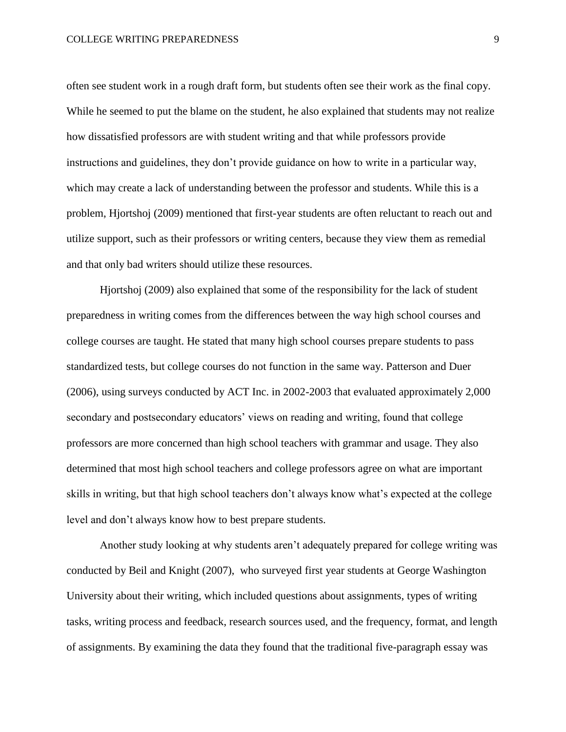often see student work in a rough draft form, but students often see their work as the final copy. While he seemed to put the blame on the student, he also explained that students may not realize how dissatisfied professors are with student writing and that while professors provide instructions and guidelines, they don't provide guidance on how to write in a particular way, which may create a lack of understanding between the professor and students. While this is a problem, Hjortshoj (2009) mentioned that first-year students are often reluctant to reach out and utilize support, such as their professors or writing centers, because they view them as remedial and that only bad writers should utilize these resources.

Hjortshoj (2009) also explained that some of the responsibility for the lack of student preparedness in writing comes from the differences between the way high school courses and college courses are taught. He stated that many high school courses prepare students to pass standardized tests, but college courses do not function in the same way. Patterson and Duer (2006), using surveys conducted by ACT Inc. in 2002-2003 that evaluated approximately 2,000 secondary and postsecondary educators' views on reading and writing, found that college professors are more concerned than high school teachers with grammar and usage. They also determined that most high school teachers and college professors agree on what are important skills in writing, but that high school teachers don't always know what's expected at the college level and don't always know how to best prepare students.

Another study looking at why students aren't adequately prepared for college writing was conducted by Beil and Knight (2007), who surveyed first year students at George Washington University about their writing, which included questions about assignments, types of writing tasks, writing process and feedback, research sources used, and the frequency, format, and length of assignments. By examining the data they found that the traditional five-paragraph essay was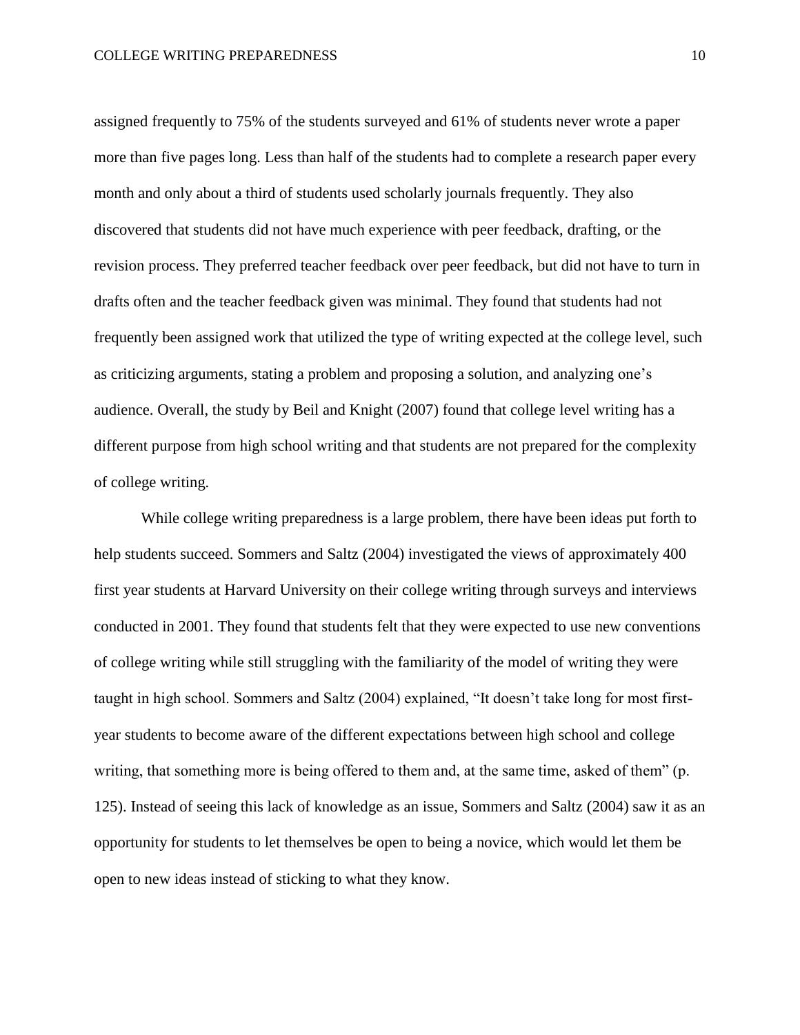assigned frequently to 75% of the students surveyed and 61% of students never wrote a paper more than five pages long. Less than half of the students had to complete a research paper every month and only about a third of students used scholarly journals frequently. They also discovered that students did not have much experience with peer feedback, drafting, or the revision process. They preferred teacher feedback over peer feedback, but did not have to turn in drafts often and the teacher feedback given was minimal. They found that students had not frequently been assigned work that utilized the type of writing expected at the college level, such as criticizing arguments, stating a problem and proposing a solution, and analyzing one's audience. Overall, the study by Beil and Knight (2007) found that college level writing has a different purpose from high school writing and that students are not prepared for the complexity of college writing.

While college writing preparedness is a large problem, there have been ideas put forth to help students succeed. Sommers and Saltz (2004) investigated the views of approximately 400 first year students at Harvard University on their college writing through surveys and interviews conducted in 2001. They found that students felt that they were expected to use new conventions of college writing while still struggling with the familiarity of the model of writing they were taught in high school. Sommers and Saltz (2004) explained, "It doesn't take long for most first-year students to become aware of the different expectations between high school and college writing, that something more is being offered to them and, at the same time, asked of them" (p. 125). Instead of seeing this lack of knowledge as an issue, Sommers and Saltz (2004) saw it as an opportunity for students to let themselves be open to being a novice, which would let them be open to new ideas instead of sticking to what they know.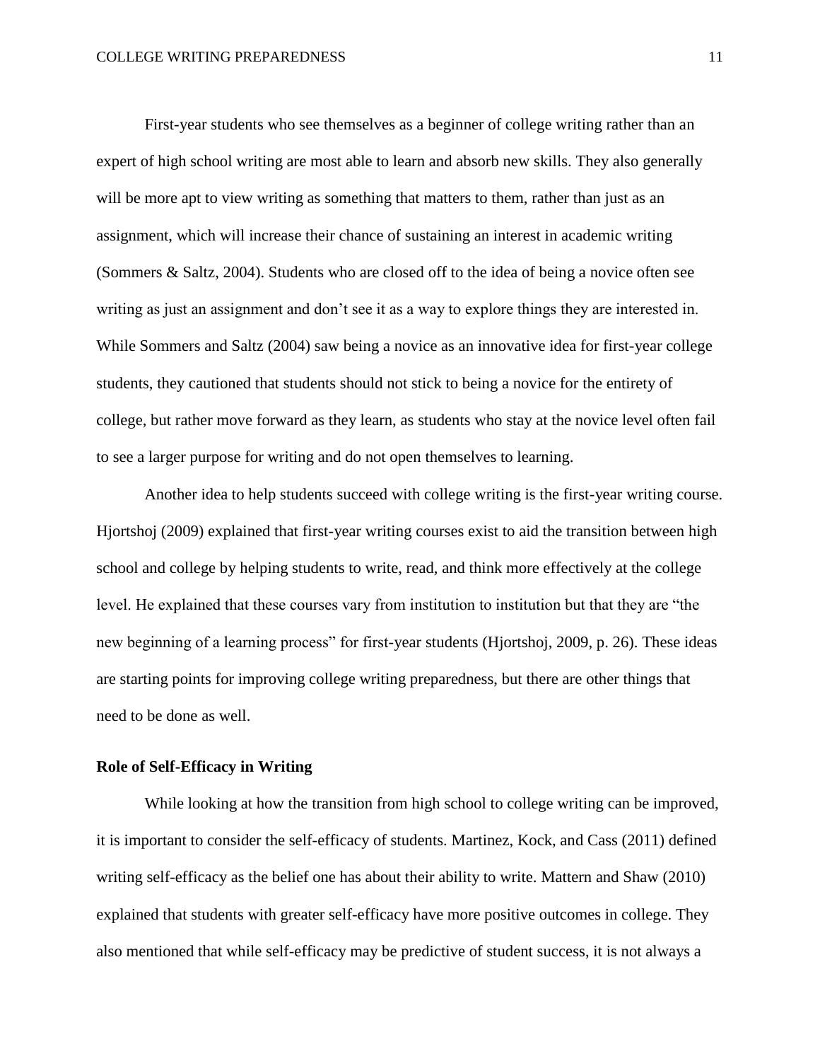First-year students who see themselves as a beginner of college writing rather than an expert of high school writing are most able to learn and absorb new skills. They also generally will be more apt to view writing as something that matters to them, rather than just as an assignment, which will increase their chance of sustaining an interest in academic writing (Sommers & Saltz, 2004). Students who are closed off to the idea of being a novice often see writing as just an assignment and don't see it as a way to explore things they are interested in. While Sommers and Saltz (2004) saw being a novice as an innovative idea for first-year college students, they cautioned that students should not stick to being a novice for the entirety of college, but rather move forward as they learn, as students who stay at the novice level often fail to see a larger purpose for writing and do not open themselves to learning.

Another idea to help students succeed with college writing is the first-year writing course. Hjortshoj (2009) explained that first-year writing courses exist to aid the transition between high school and college by helping students to write, read, and think more effectively at the college level. He explained that these courses vary from institution to institution but that they are "the new beginning of a learning process" for first-year students (Hjortshoj, 2009, p. 26). These ideas are starting points for improving college writing preparedness, but there are other things that need to be done as well.

## Role of Self-Efficacy in Writing

While looking at how the transition from high school to college writing can be improved, it is important to consider the self-efficacy of students. Martinez, Kock, and Cass (2011) defined writing self-efficacy as the belief one has about their ability to write. Mattern and Shaw (2010) explained that students with greater self-efficacy have more positive outcomes in college. They also mentioned that while self-efficacy may be predictive of student success, it is not always a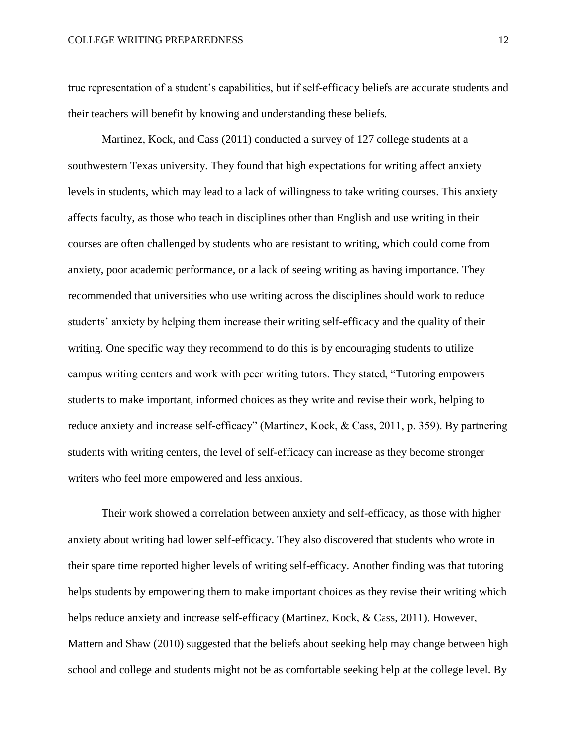true representation of a student's capabilities, but if self-efficacy beliefs are accurate students and their teachers will benefit by knowing and understanding these beliefs.

Martinez, Kock, and Cass (2011) conducted a survey of 127 college students at a southwestern Texas university. They found that high expectations for writing affect anxiety levels in students, which may lead to a lack of willingness to take writing courses. This anxiety affects faculty, as those who teach in disciplines other than English and use writing in their courses are often challenged by students who are resistant to writing, which could come from anxiety, poor academic performance, or a lack of seeing writing as having importance. They recommended that universities who use writing across the disciplines should work to reduce students' anxiety by helping them increase their writing self-efficacy and the quality of their writing. One specific way they recommend to do this is by encouraging students to utilize campus writing centers and work with peer writing tutors. They stated, "Tutoring empowers students to make important, informed choices as they write and revise their work, helping to reduce anxiety and increase self-efficacy" (Martinez, Kock, & Cass, 2011, p. 359). By partnering students with writing centers, the level of self-efficacy can increase as they become stronger writers who feel more empowered and less anxious.

Their work showed a correlation between anxiety and self-efficacy, as those with higher anxiety about writing had lower self-efficacy. They also discovered that students who wrote in their spare time reported higher levels of writing self-efficacy. Another finding was that tutoring helps students by empowering them to make important choices as they revise their writing which helps reduce anxiety and increase self-efficacy (Martinez, Kock, & Cass, 2011). However, Mattern and Shaw (2010) suggested that the beliefs about seeking help may change between high school and college and students might not be as comfortable seeking help at the college level. By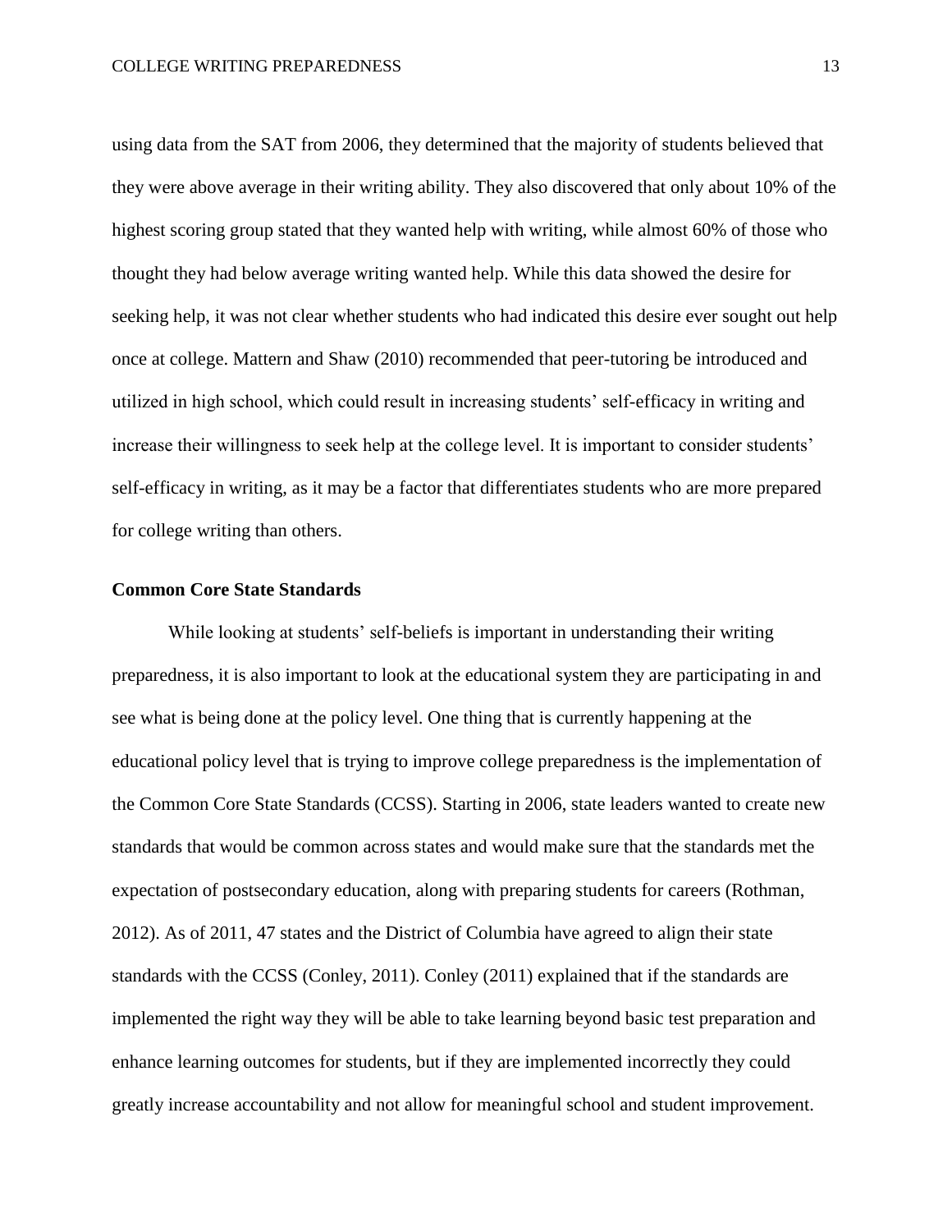using data from the SAT from 2006, they determined that the majority of students believed that they were above average in their writing ability. They also discovered that only about 10% of the highest scoring group stated that they wanted help with writing, while almost 60% of those who thought they had below average writing wanted help. While this data showed the desire for seeking help, it was not clear whether students who had indicated this desire ever sought out help once at college. Mattern and Shaw (2010) recommended that peer-tutoring be introduced and utilized in high school, which could result in increasing students' self-efficacy in writing and increase their willingness to seek help at the college level. It is important to consider students' self-efficacy in writing, as it may be a factor that differentiates students who are more prepared for college writing than others.

**Common Core State Standards**

While looking at students' self-beliefs is important in understanding their writing preparedness, it is also important to look at the educational system they are participating in and see what is being done at the policy level. One thing that is currently happening at the educational policy level that is trying to improve college preparedness is the implementation of the Common Core State Standards (CCSS). Starting in 2006, state leaders wanted to create new standards that would be common across states and would make sure that the standards met the expectation of postsecondary education, along with preparing students for careers (Rothman, 2012). As of 2011, 47 states and the District of Columbia have agreed to align their state standards with the CCSS (Conley, 2011). Conley (2011) explained that if the standards are implemented the right way they will be able to take learning beyond basic test preparation and enhance learning outcomes for students, but if they are implemented incorrectly they could greatly increase accountability and not allow for meaningful school and student improvement.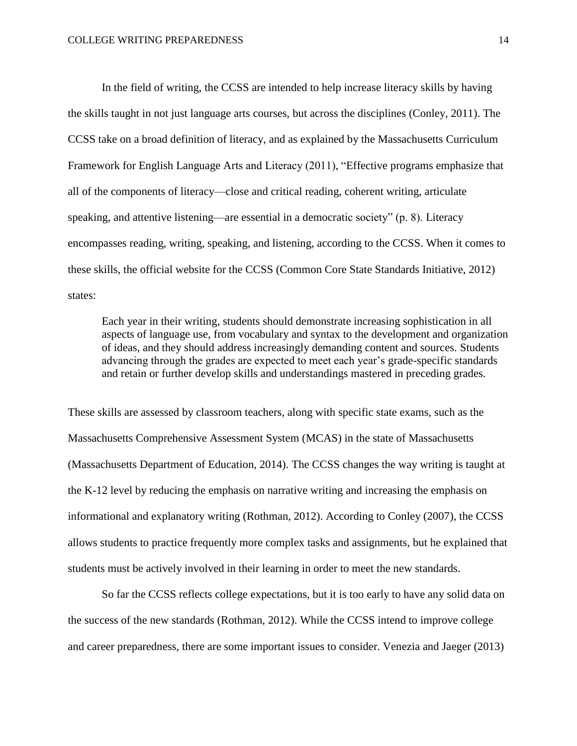In the field of writing, the CCSS are intended to help increase literacy skills by having the skills taught in not just language arts courses, but across the disciplines (Conley, 2011). The CCSS take on a broad definition of literacy, and as explained by the Massachusetts Curriculum Framework for English Language Arts and Literacy (2011), "Effective programs emphasize that all of the components of literacy—close and critical reading, coherent writing, articulate speaking, and attentive listening—are essential in a democratic society" (p. 8). Literacy encompasses reading, writing, speaking, and listening, according to the CCSS. When it comes to these skills, the official website for the CCSS (Common Core State Standards Initiative, 2012) states:

> Each year in their writing, students should demonstrate increasing sophistication in all aspects of language use, from vocabulary and syntax to the development and organization of ideas, and they should address increasingly demanding content and sources. Students advancing through the grades are expected to meet each year's grade-specific standards and retain or further develop skills and understandings mastered in preceding grades.

These skills are assessed by classroom teachers, along with specific state exams, such as the Massachusetts Comprehensive Assessment System (MCAS) in the state of Massachusetts (Massachusetts Department of Education, 2014). The CCSS changes the way writing is taught at the K-12 level by reducing the emphasis on narrative writing and increasing the emphasis on informational and explanatory writing (Rothman, 2012). According to Conley (2007), the CCSS allows students to practice frequently more complex tasks and assignments, but he explained that students must be actively involved in their learning in order to meet the new standards.

So far the CCSS reflects college expectations, but it is too early to have any solid data on the success of the new standards (Rothman, 2012). While the CCSS intend to improve college and career preparedness, there are some important issues to consider. Venezia and Jaeger (2013)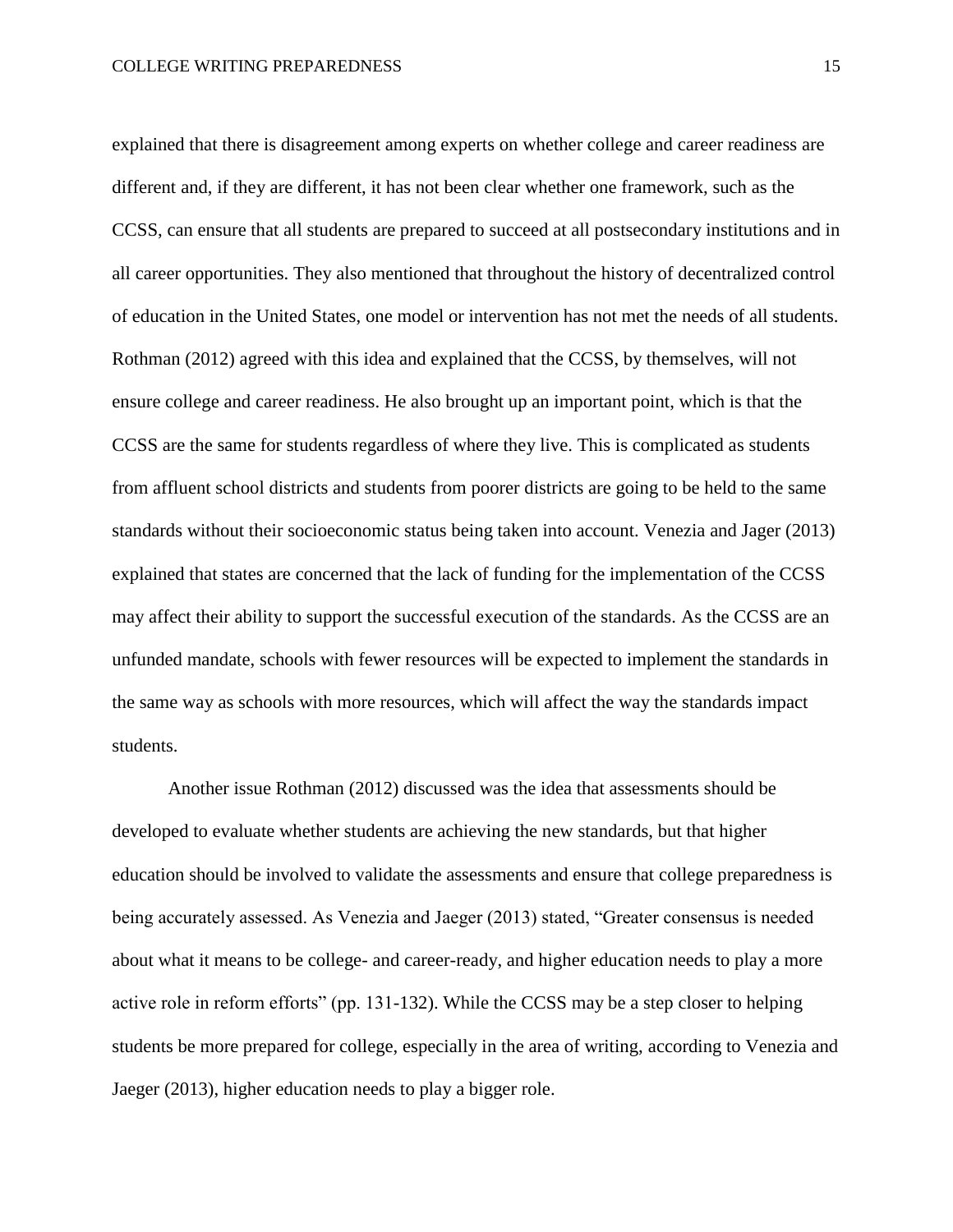explained that there is disagreement among experts on whether college and career readiness are different and, if they are different, it has not been clear whether one framework, such as the CCSS, can ensure that all students are prepared to succeed at all postsecondary institutions and in all career opportunities. They also mentioned that throughout the history of decentralized control of education in the United States, one model or intervention has not met the needs of all students. Rothman (2012) agreed with this idea and explained that the CCSS, by themselves, will not ensure college and career readiness. He also brought up an important point, which is that the CCSS are the same for students regardless of where they live. This is complicated as students from affluent school districts and students from poorer districts are going to be held to the same standards without their socioeconomic status being taken into account. Venezia and Jager (2013) explained that states are concerned that the lack of funding for the implementation of the CCSS may affect their ability to support the successful execution of the standards. As the CCSS are an unfunded mandate, schools with fewer resources will be expected to implement the standards in the same way as schools with more resources, which will affect the way the standards impact students.

Another issue Rothman (2012) discussed was the idea that assessments should be developed to evaluate whether students are achieving the new standards, but that higher education should be involved to validate the assessments and ensure that college preparedness is being accurately assessed. As Venezia and Jaeger (2013) stated, "Greater consensus is needed about what it means to be college- and career-ready, and higher education needs to play a more active role in reform efforts" (pp. 131-132). While the CCSS may be a step closer to helping students be more prepared for college, especially in the area of writing, according to Venezia and Jaeger (2013), higher education needs to play a bigger role.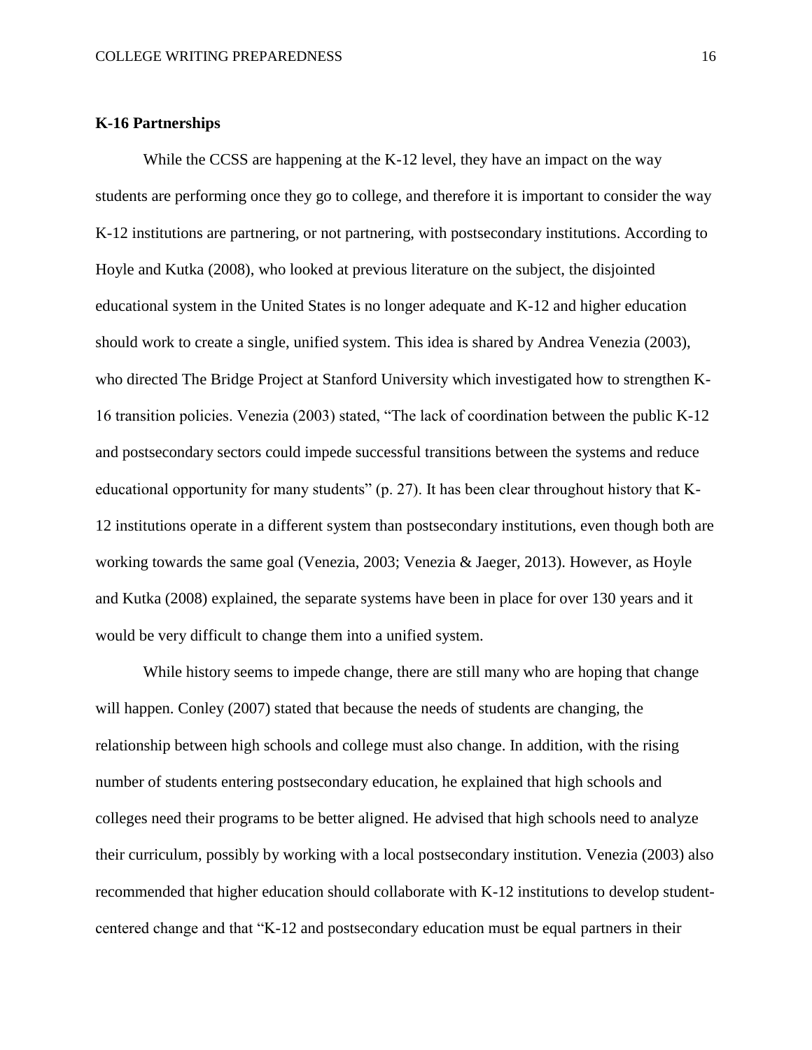## K-16 Partnerships

While the CCSS are happening at the K-12 level, they have an impact on the way students are performing once they go to college, and therefore it is important to consider the way K-12 institutions are partnering, or not partnering, with postsecondary institutions. According to Hoyle and Kutka (2008), who looked at previous literature on the subject, the disjointed educational system in the United States is no longer adequate and K-12 and higher education should work to create a single, unified system. This idea is shared by Andrea Venezia (2003), who directed The Bridge Project at Stanford University which investigated how to strengthen K-16 transition policies. Venezia (2003) stated, "The lack of coordination between the public K-12 and postsecondary sectors could impede successful transitions between the systems and reduce educational opportunity for many students" (p. 27). It has been clear throughout history that K-12 institutions operate in a different system than postsecondary institutions, even though both are working towards the same goal (Venezia, 2003; Venezia & Jaeger, 2013). However, as Hoyle and Kutka (2008) explained, the separate systems have been in place for over 130 years and it would be very difficult to change them into a unified system.

While history seems to impede change, there are still many who are hoping that change will happen. Conley (2007) stated that because the needs of students are changing, the relationship between high schools and college must also change. In addition, with the rising number of students entering postsecondary education, he explained that high schools and colleges need their programs to be better aligned. He advised that high schools need to analyze their curriculum, possibly by working with a local postsecondary institution. Venezia (2003) also recommended that higher education should collaborate with K-12 institutions to develop student-centered change and that "K-12 and postsecondary education must be equal partners in their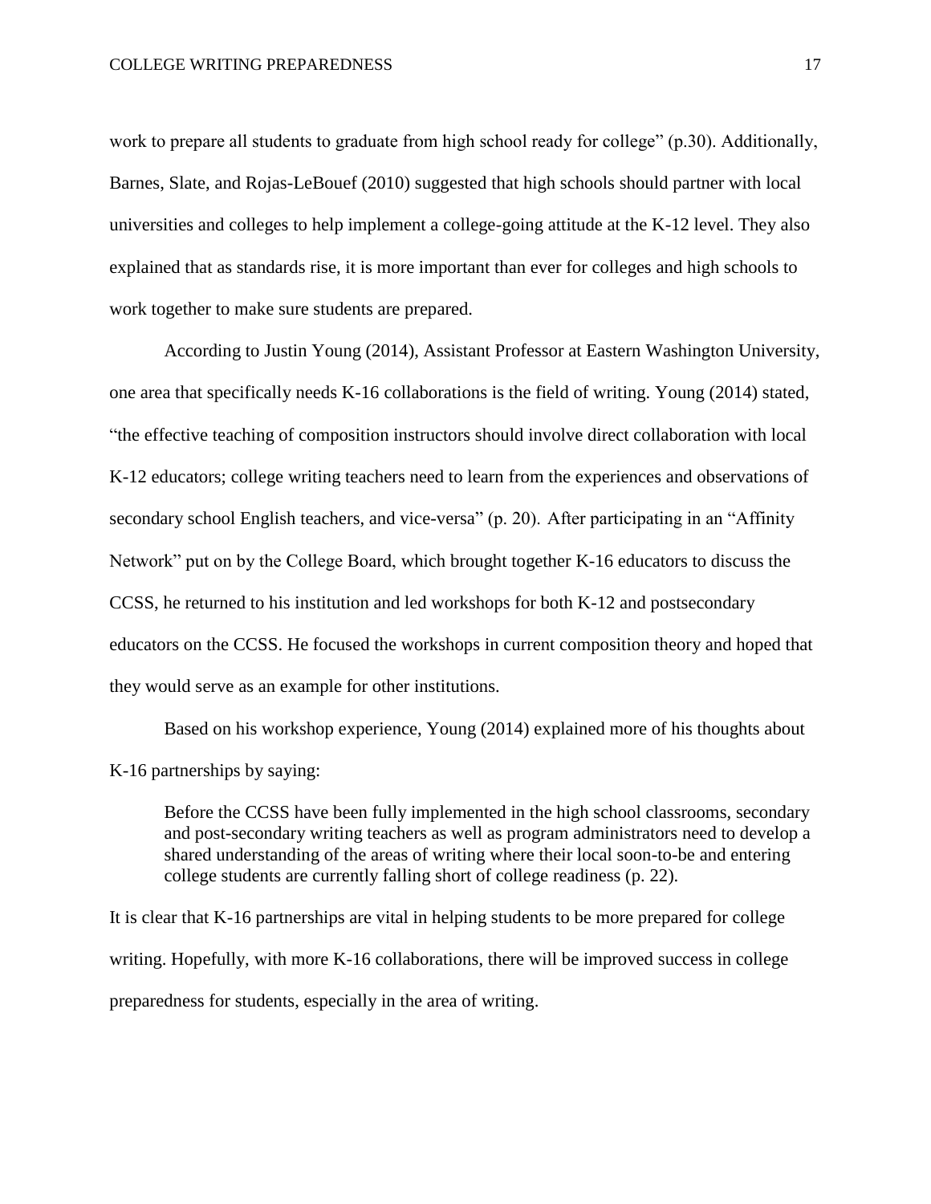work to prepare all students to graduate from high school ready for college" (p.30). Additionally, Barnes, Slate, and Rojas-LeBouef (2010) suggested that high schools should partner with local universities and colleges to help implement a college-going attitude at the K-12 level. They also explained that as standards rise, it is more important than ever for colleges and high schools to work together to make sure students are prepared.

According to Justin Young (2014), Assistant Professor at Eastern Washington University, one area that specifically needs K-16 collaborations is the field of writing. Young (2014) stated, "the effective teaching of composition instructors should involve direct collaboration with local K-12 educators; college writing teachers need to learn from the experiences and observations of secondary school English teachers, and vice-versa" (p. 20). After participating in an "Affinity Network" put on by the College Board, which brought together K-16 educators to discuss the CCSS, he returned to his institution and led workshops for both K-12 and postsecondary educators on the CCSS. He focused the workshops in current composition theory and hoped that they would serve as an example for other institutions.

Based on his workshop experience, Young (2014) explained more of his thoughts about K-16 partnerships by saying:

> Before the CCSS have been fully implemented in the high school classrooms, secondary and post-secondary writing teachers as well as program administrators need to develop a shared understanding of the areas of writing where their local soon-to-be and entering college students are currently falling short of college readiness (p. 22).

It is clear that K-16 partnerships are vital in helping students to be more prepared for college writing. Hopefully, with more K-16 collaborations, there will be improved success in college preparedness for students, especially in the area of writing.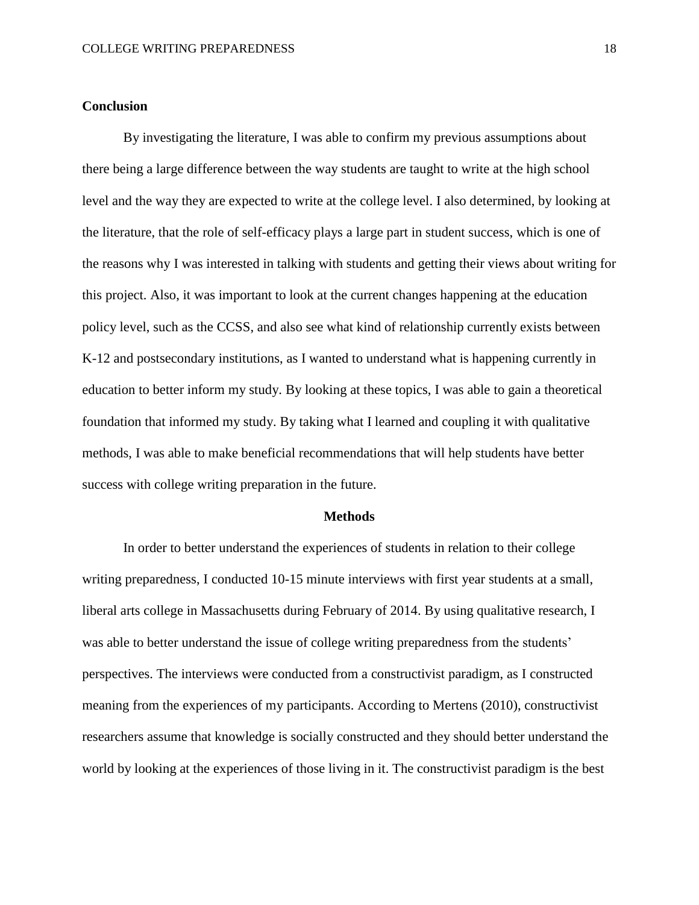### Conclusion

By investigating the literature, I was able to confirm my previous assumptions about there being a large difference between the way students are taught to write at the high school level and the way they are expected to write at the college level. I also determined, by looking at the literature, that the role of self-efficacy plays a large part in student success, which is one of the reasons why I was interested in talking with students and getting their views about writing for this project. Also, it was important to look at the current changes happening at the education policy level, such as the CCSS, and also see what kind of relationship currently exists between K-12 and postsecondary institutions, as I wanted to understand what is happening currently in education to better inform my study. By looking at these topics, I was able to gain a theoretical foundation that informed my study. By taking what I learned and coupling it with qualitative methods, I was able to make beneficial recommendations that will help students have better success with college writing preparation in the future.

## Methods

In order to better understand the experiences of students in relation to their college writing preparedness, I conducted 10-15 minute interviews with first year students at a small, liberal arts college in Massachusetts during February of 2014. By using qualitative research, I was able to better understand the issue of college writing preparedness from the students' perspectives. The interviews were conducted from a constructivist paradigm, as I constructed meaning from the experiences of my participants. According to Mertens (2010), constructivist researchers assume that knowledge is socially constructed and they should better understand the world by looking at the experiences of those living in it. The constructivist paradigm is the best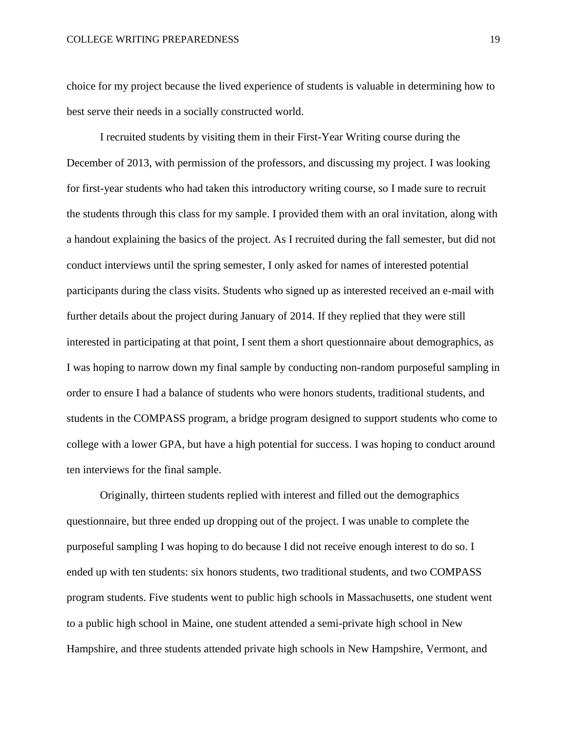choice for my project because the lived experience of students is valuable in determining how to best serve their needs in a socially constructed world.

I recruited students by visiting them in their First-Year Writing course during the December of 2013, with permission of the professors, and discussing my project. I was looking for first-year students who had taken this introductory writing course, so I made sure to recruit the students through this class for my sample. I provided them with an oral invitation, along with a handout explaining the basics of the project. As I recruited during the fall semester, but did not conduct interviews until the spring semester, I only asked for names of interested potential participants during the class visits. Students who signed up as interested received an e-mail with further details about the project during January of 2014. If they replied that they were still interested in participating at that point, I sent them a short questionnaire about demographics, as I was hoping to narrow down my final sample by conducting non-random purposeful sampling in order to ensure I had a balance of students who were honors students, traditional students, and students in the COMPASS program, a bridge program designed to support students who come to college with a lower GPA, but have a high potential for success. I was hoping to conduct around ten interviews for the final sample.

Originally, thirteen students replied with interest and filled out the demographics questionnaire, but three ended up dropping out of the project. I was unable to complete the purposeful sampling I was hoping to do because I did not receive enough interest to do so. I ended up with ten students: six honors students, two traditional students, and two COMPASS program students. Five students went to public high schools in Massachusetts, one student went to a public high school in Maine, one student attended a semi-private high school in New Hampshire, and three students attended private high schools in New Hampshire, Vermont, and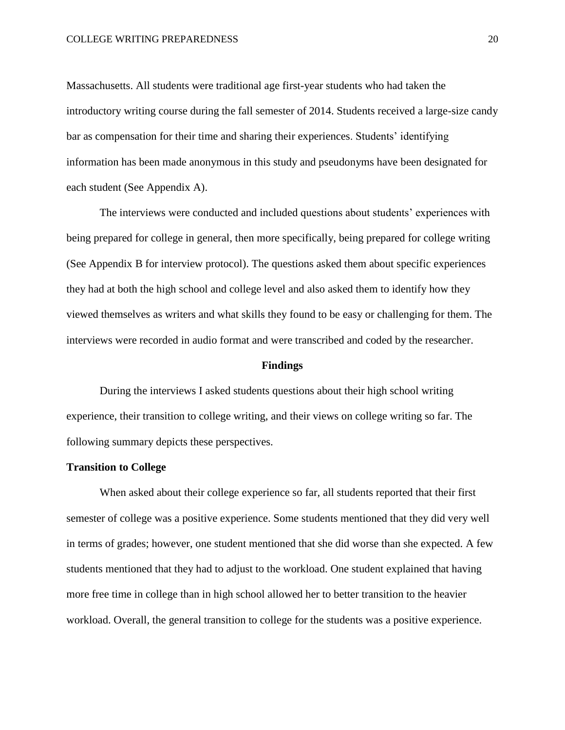Massachusetts. All students were traditional age first-year students who had taken the introductory writing course during the fall semester of 2014. Students received a large-size candy bar as compensation for their time and sharing their experiences. Students' identifying information has been made anonymous in this study and pseudonyms have been designated for each student (See Appendix A).

The interviews were conducted and included questions about students' experiences with being prepared for college in general, then more specifically, being prepared for college writing (See Appendix B for interview protocol). The questions asked them about specific experiences they had at both the high school and college level and also asked them to identify how they viewed themselves as writers and what skills they found to be easy or challenging for them. The interviews were recorded in audio format and were transcribed and coded by the researcher.

## Findings

During the interviews I asked students questions about their high school writing experience, their transition to college writing, and their views on college writing so far. The following summary depicts these perspectives.

### Transition to College

When asked about their college experience so far, all students reported that their first semester of college was a positive experience. Some students mentioned that they did very well in terms of grades; however, one student mentioned that she did worse than she expected. A few students mentioned that they had to adjust to the workload. One student explained that having more free time in college than in high school allowed her to better transition to the heavier workload. Overall, the general transition to college for the students was a positive experience.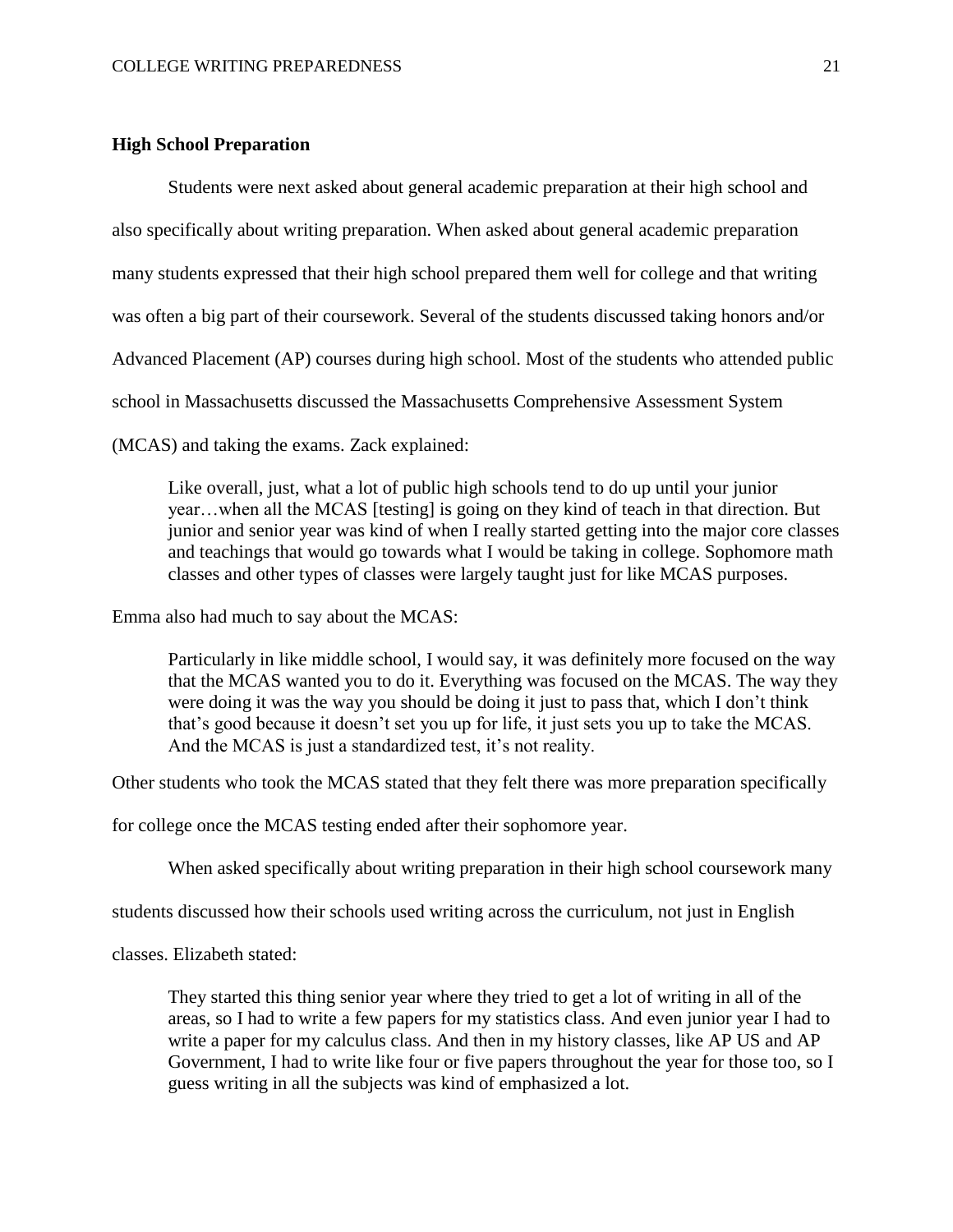## High School Preparation

Students were next asked about general academic preparation at their high school and also specifically about writing preparation. When asked about general academic preparation many students expressed that their high school prepared them well for college and that writing was often a big part of their coursework. Several of the students discussed taking honors and/or Advanced Placement (AP) courses during high school. Most of the students who attended public school in Massachusetts discussed the Massachusetts Comprehensive Assessment System (MCAS) and taking the exams. Zack explained:

> Like overall, just, what a lot of public high schools tend to do up until your junior year…when all the MCAS [testing] is going on they kind of teach in that direction. But junior and senior year was kind of when I really started getting into the major core classes and teachings that would go towards what I would be taking in college. Sophomore math classes and other types of classes were largely taught just for like MCAS purposes.

Emma also had much to say about the MCAS:

> Particularly in like middle school, I would say, it was definitely more focused on the way that the MCAS wanted you to do it. Everything was focused on the MCAS. The way they were doing it was the way you should be doing it just to pass that, which I don't think that's good because it doesn't set you up for life, it just sets you up to take the MCAS. And the MCAS is just a standardized test, it's not reality.

Other students who took the MCAS stated that they felt there was more preparation specifically for college once the MCAS testing ended after their sophomore year.

When asked specifically about writing preparation in their high school coursework many students discussed how their schools used writing across the curriculum, not just in English classes. Elizabeth stated:

> They started this thing senior year where they tried to get a lot of writing in all of the areas, so I had to write a few papers for my statistics class. And even junior year I had to write a paper for my calculus class. And then in my history classes, like AP US and AP Government, I had to write like four or five papers throughout the year for those too, so I guess writing in all the subjects was kind of emphasized a lot.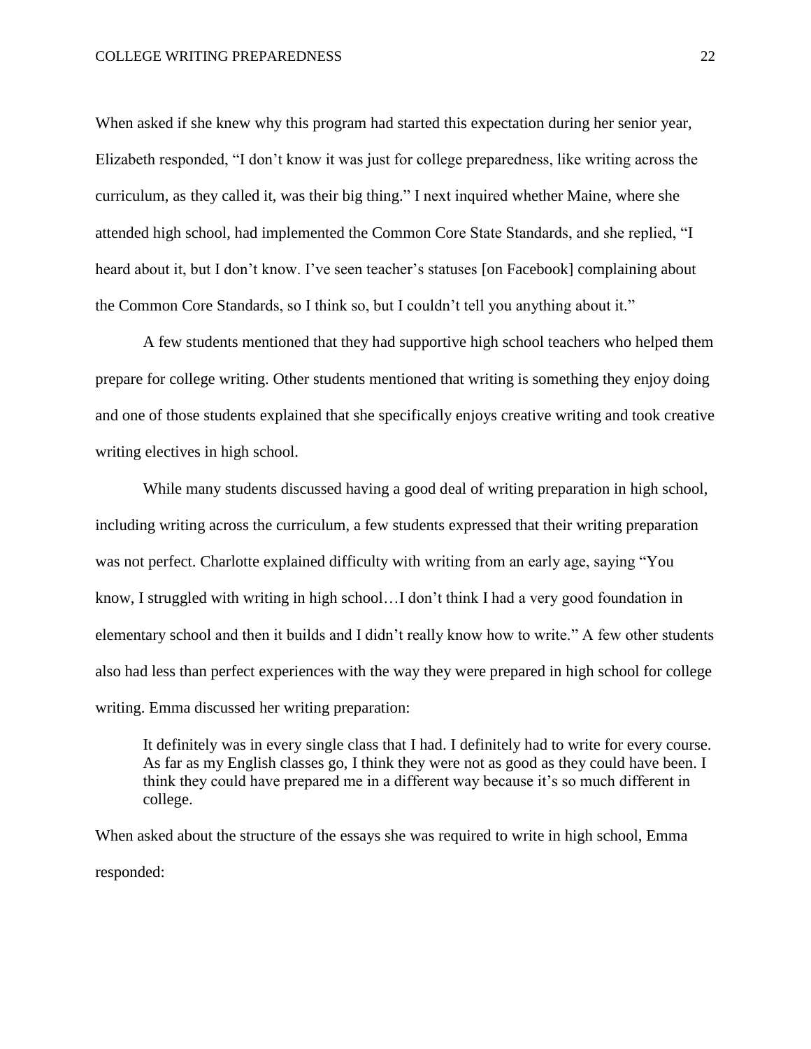When asked if she knew why this program had started this expectation during her senior year, Elizabeth responded, “I don’t know it was just for college preparedness, like writing across the curriculum, as they called it, was their big thing.” I next inquired whether Maine, where she attended high school, had implemented the Common Core State Standards, and she replied, “I heard about it, but I don’t know. I’ve seen teacher’s statuses [on Facebook] complaining about the Common Core Standards, so I think so, but I couldn’t tell you anything about it.”

A few students mentioned that they had supportive high school teachers who helped them prepare for college writing. Other students mentioned that writing is something they enjoy doing and one of those students explained that she specifically enjoys creative writing and took creative writing electives in high school.

While many students discussed having a good deal of writing preparation in high school, including writing across the curriculum, a few students expressed that their writing preparation was not perfect. Charlotte explained difficulty with writing from an early age, saying “You know, I struggled with writing in high school…I don’t think I had a very good foundation in elementary school and then it builds and I didn’t really know how to write.” A few other students also had less than perfect experiences with the way they were prepared in high school for college writing. Emma discussed her writing preparation:

> It definitely was in every single class that I had. I definitely had to write for every course. As far as my English classes go, I think they were not as good as they could have been. I think they could have prepared me in a different way because it’s so much different in college.

When asked about the structure of the essays she was required to write in high school, Emma responded: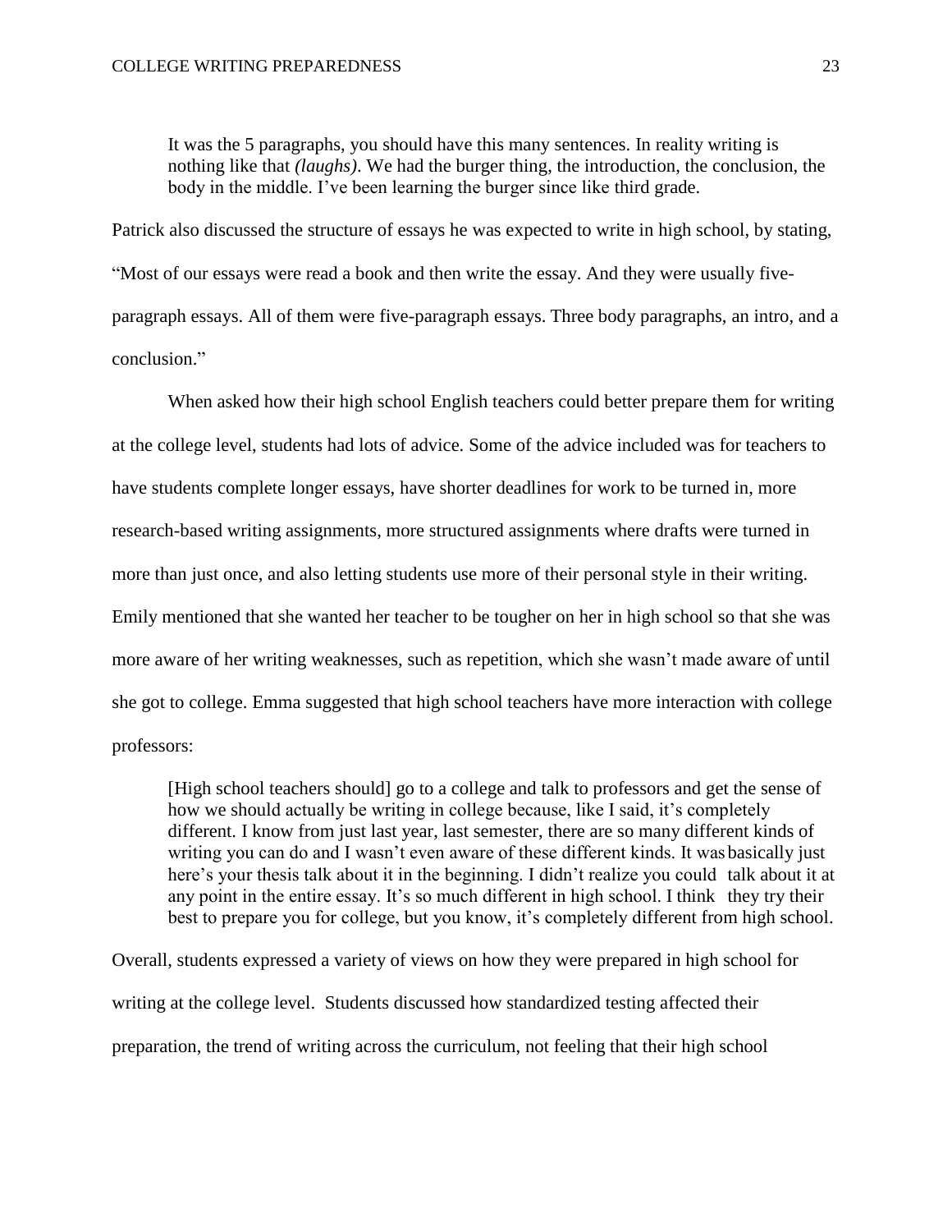> It was the 5 paragraphs, you should have this many sentences. In reality writing is nothing like that *(laughs)*. We had the burger thing, the introduction, the conclusion, the body in the middle. I've been learning the burger since like third grade.

Patrick also discussed the structure of essays he was expected to write in high school, by stating, "Most of our essays were read a book and then write the essay. And they were usually five-paragraph essays. All of them were five-paragraph essays. Three body paragraphs, an intro, and a conclusion."

When asked how their high school English teachers could better prepare them for writing at the college level, students had lots of advice. Some of the advice included was for teachers to have students complete longer essays, have shorter deadlines for work to be turned in, more research-based writing assignments, more structured assignments where drafts were turned in more than just once, and also letting students use more of their personal style in their writing. Emily mentioned that she wanted her teacher to be tougher on her in high school so that she was more aware of her writing weaknesses, such as repetition, which she wasn't made aware of until she got to college. Emma suggested that high school teachers have more interaction with college professors:

> [High school teachers should] go to a college and talk to professors and get the sense of how we should actually be writing in college because, like I said, it's completely different. I know from just last year, last semester, there are so many different kinds of writing you can do and I wasn't even aware of these different kinds. It was basically just here's your thesis talk about it in the beginning. I didn't realize you could talk about it at any point in the entire essay. It's so much different in high school. I think they try their best to prepare you for college, but you know, it's completely different from high school.

Overall, students expressed a variety of views on how they were prepared in high school for writing at the college level. Students discussed how standardized testing affected their preparation, the trend of writing across the curriculum, not feeling that their high school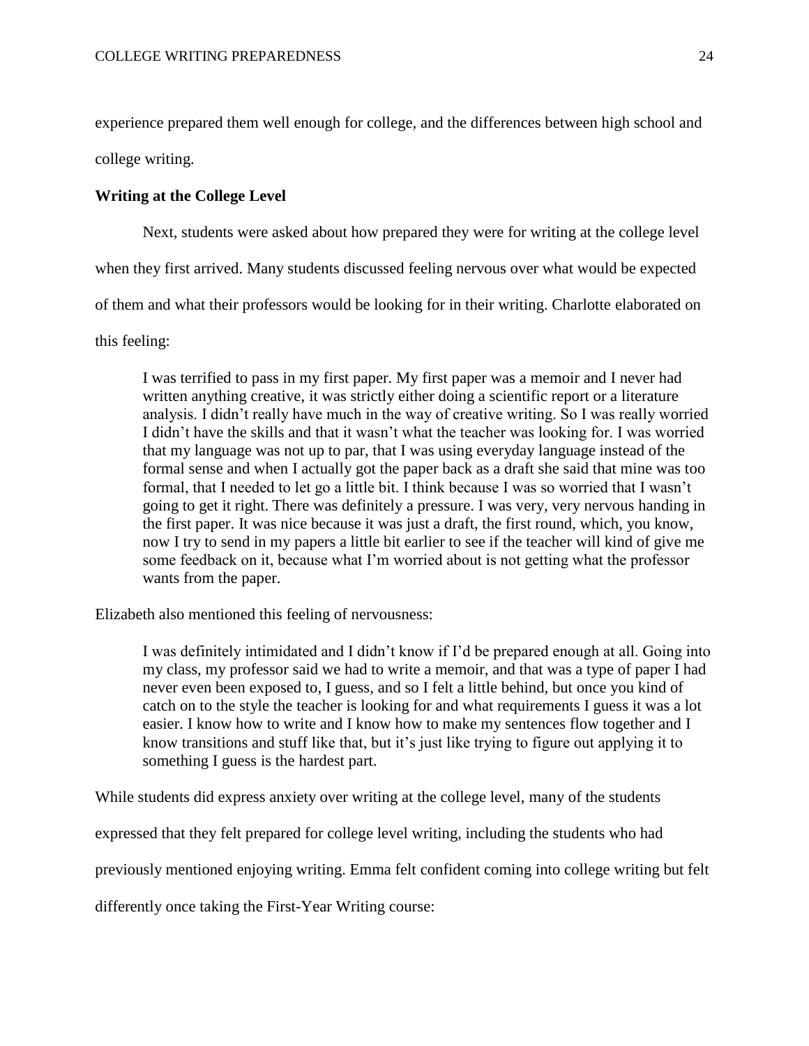experience prepared them well enough for college, and the differences between high school and college writing.

### Writing at the College Level

Next, students were asked about how prepared they were for writing at the college level when they first arrived. Many students discussed feeling nervous over what would be expected of them and what their professors would be looking for in their writing. Charlotte elaborated on this feeling:

> I was terrified to pass in my first paper. My first paper was a memoir and I never had written anything creative, it was strictly either doing a scientific report or a literature analysis. I didn't really have much in the way of creative writing. So I was really worried I didn't have the skills and that it wasn't what the teacher was looking for. I was worried that my language was not up to par, that I was using everyday language instead of the formal sense and when I actually got the paper back as a draft she said that mine was too formal, that I needed to let go a little bit. I think because I was so worried that I wasn't going to get it right. There was definitely a pressure. I was very, very nervous handing in the first paper. It was nice because it was just a draft, the first round, which, you know, now I try to send in my papers a little bit earlier to see if the teacher will kind of give me some feedback on it, because what I'm worried about is not getting what the professor wants from the paper.

Elizabeth also mentioned this feeling of nervousness:

> I was definitely intimidated and I didn't know if I'd be prepared enough at all. Going into my class, my professor said we had to write a memoir, and that was a type of paper I had never even been exposed to, I guess, and so I felt a little behind, but once you kind of catch on to the style the teacher is looking for and what requirements I guess it was a lot easier. I know how to write and I know how to make my sentences flow together and I know transitions and stuff like that, but it's just like trying to figure out applying it to something I guess is the hardest part.

While students did express anxiety over writing at the college level, many of the students expressed that they felt prepared for college level writing, including the students who had previously mentioned enjoying writing. Emma felt confident coming into college writing but felt differently once taking the First-Year Writing course: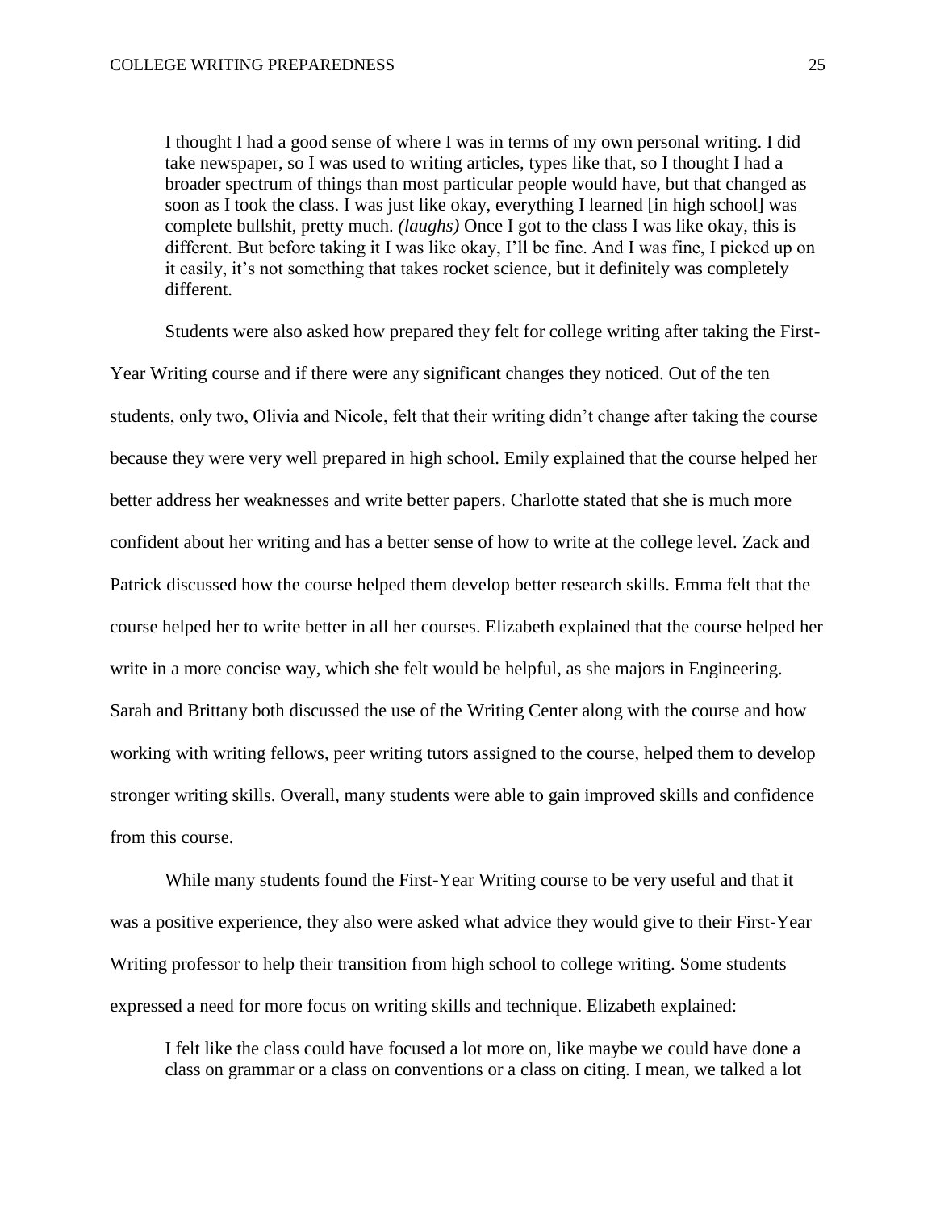> I thought I had a good sense of where I was in terms of my own personal writing. I did take newspaper, so I was used to writing articles, types like that, so I thought I had a broader spectrum of things than most particular people would have, but that changed as soon as I took the class. I was just like okay, everything I learned [in high school] was complete bullshit, pretty much. *(laughs)* Once I got to the class I was like okay, this is different. But before taking it I was like okay, I'll be fine. And I was fine, I picked up on it easily, it's not something that takes rocket science, but it definitely was completely different.

Students were also asked how prepared they felt for college writing after taking the First-Year Writing course and if there were any significant changes they noticed. Out of the ten students, only two, Olivia and Nicole, felt that their writing didn't change after taking the course because they were very well prepared in high school. Emily explained that the course helped her better address her weaknesses and write better papers. Charlotte stated that she is much more confident about her writing and has a better sense of how to write at the college level. Zack and Patrick discussed how the course helped them develop better research skills. Emma felt that the course helped her to write better in all her courses. Elizabeth explained that the course helped her write in a more concise way, which she felt would be helpful, as she majors in Engineering. Sarah and Brittany both discussed the use of the Writing Center along with the course and how working with writing fellows, peer writing tutors assigned to the course, helped them to develop stronger writing skills. Overall, many students were able to gain improved skills and confidence from this course.

While many students found the First-Year Writing course to be very useful and that it was a positive experience, they also were asked what advice they would give to their First-Year Writing professor to help their transition from high school to college writing. Some students expressed a need for more focus on writing skills and technique. Elizabeth explained:

> I felt like the class could have focused a lot more on, like maybe we could have done a class on grammar or a class on conventions or a class on citing. I mean, we talked a lot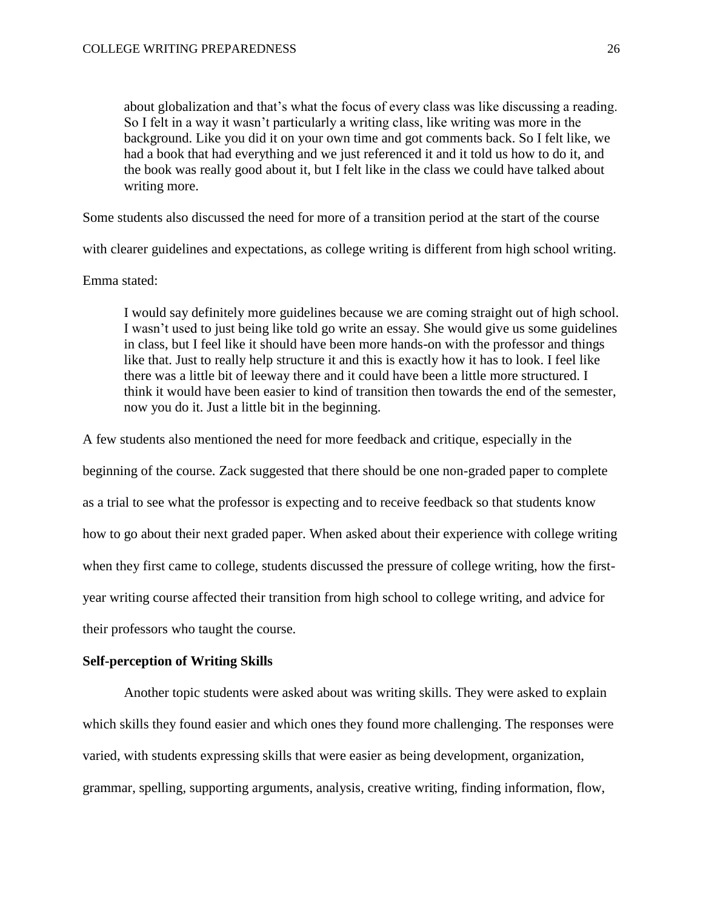> about globalization and that's what the focus of every class was like discussing a reading. So I felt in a way it wasn't particularly a writing class, like writing was more in the background. Like you did it on your own time and got comments back. So I felt like, we had a book that had everything and we just referenced it and it told us how to do it, and the book was really good about it, but I felt like in the class we could have talked about writing more.

Some students also discussed the need for more of a transition period at the start of the course with clearer guidelines and expectations, as college writing is different from high school writing. Emma stated:

> I would say definitely more guidelines because we are coming straight out of high school. I wasn't used to just being like told go write an essay. She would give us some guidelines in class, but I feel like it should have been more hands-on with the professor and things like that. Just to really help structure it and this is exactly how it has to look. I feel like there was a little bit of leeway there and it could have been a little more structured. I think it would have been easier to kind of transition then towards the end of the semester, now you do it. Just a little bit in the beginning.

A few students also mentioned the need for more feedback and critique, especially in the beginning of the course. Zack suggested that there should be one non-graded paper to complete as a trial to see what the professor is expecting and to receive feedback so that students know how to go about their next graded paper. When asked about their experience with college writing when they first came to college, students discussed the pressure of college writing, how the first-year writing course affected their transition from high school to college writing, and advice for their professors who taught the course.

**Self-perception of Writing Skills**

Another topic students were asked about was writing skills. They were asked to explain which skills they found easier and which ones they found more challenging. The responses were varied, with students expressing skills that were easier as being development, organization, grammar, spelling, supporting arguments, analysis, creative writing, finding information, flow,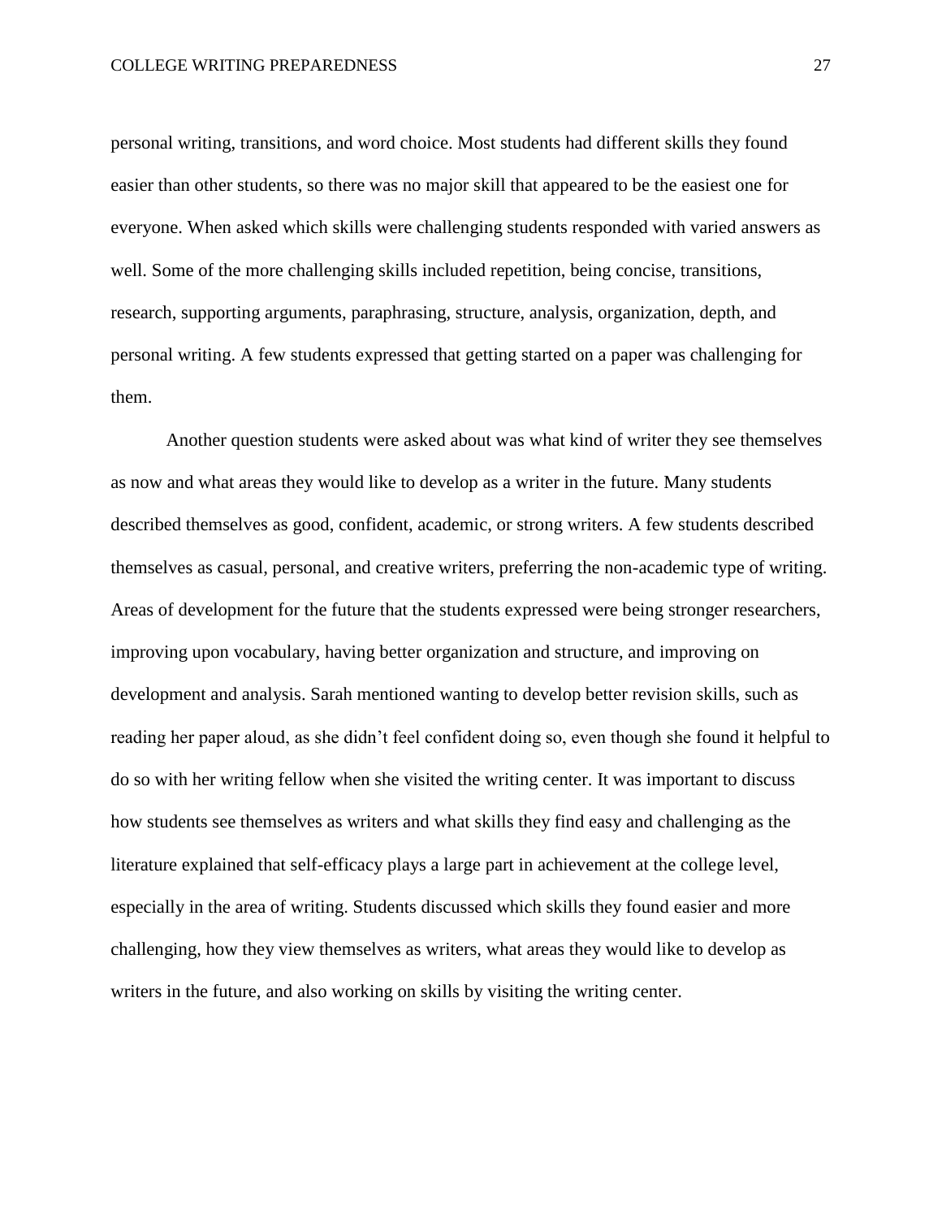personal writing, transitions, and word choice. Most students had different skills they found easier than other students, so there was no major skill that appeared to be the easiest one for everyone. When asked which skills were challenging students responded with varied answers as well. Some of the more challenging skills included repetition, being concise, transitions, research, supporting arguments, paraphrasing, structure, analysis, organization, depth, and personal writing. A few students expressed that getting started on a paper was challenging for them.

Another question students were asked about was what kind of writer they see themselves as now and what areas they would like to develop as a writer in the future. Many students described themselves as good, confident, academic, or strong writers. A few students described themselves as casual, personal, and creative writers, preferring the non-academic type of writing. Areas of development for the future that the students expressed were being stronger researchers, improving upon vocabulary, having better organization and structure, and improving on development and analysis. Sarah mentioned wanting to develop better revision skills, such as reading her paper aloud, as she didn't feel confident doing so, even though she found it helpful to do so with her writing fellow when she visited the writing center. It was important to discuss how students see themselves as writers and what skills they find easy and challenging as the literature explained that self-efficacy plays a large part in achievement at the college level, especially in the area of writing. Students discussed which skills they found easier and more challenging, how they view themselves as writers, what areas they would like to develop as writers in the future, and also working on skills by visiting the writing center.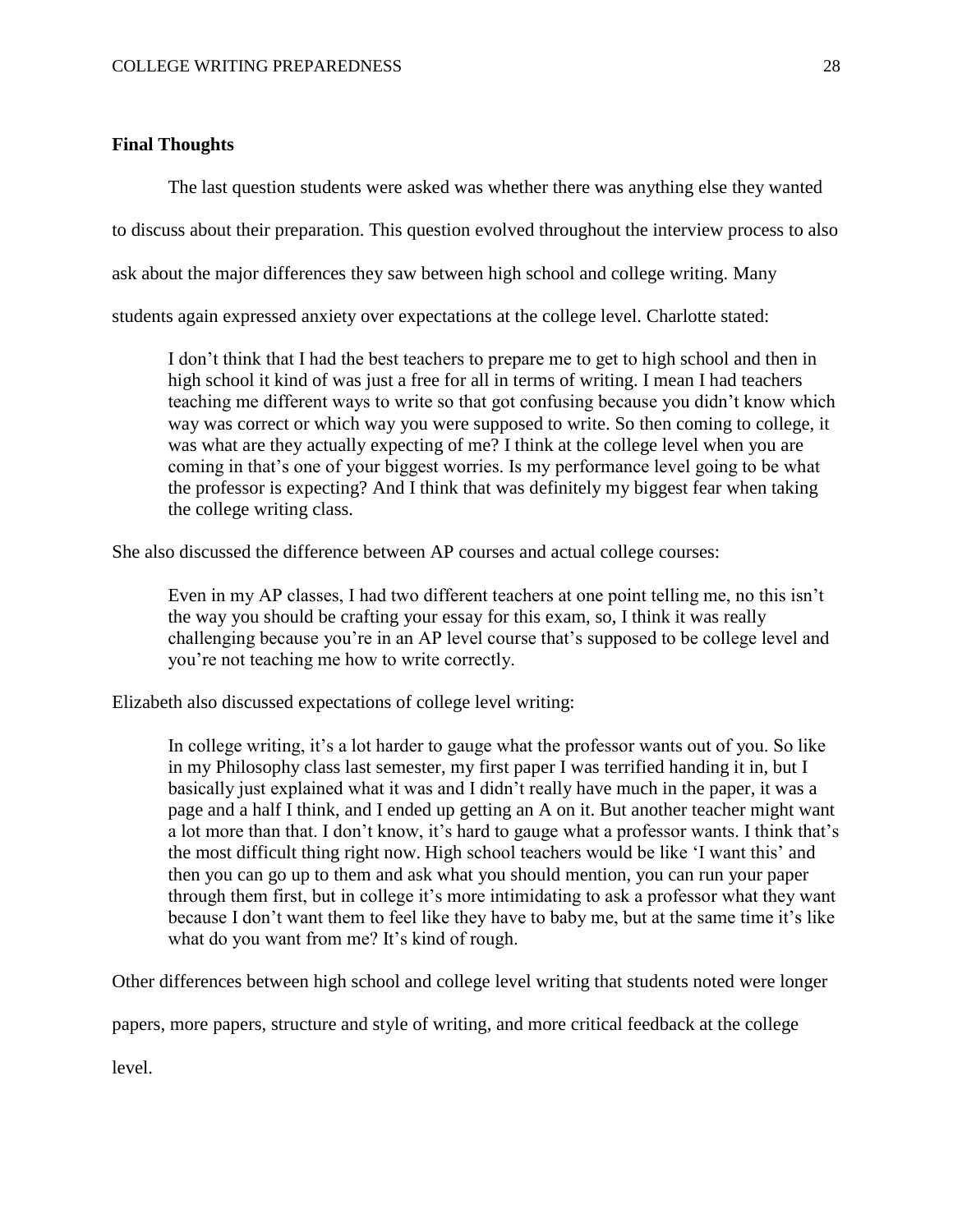### Final Thoughts

The last question students were asked was whether there was anything else they wanted to discuss about their preparation. This question evolved throughout the interview process to also ask about the major differences they saw between high school and college writing. Many students again expressed anxiety over expectations at the college level. Charlotte stated:

> I don't think that I had the best teachers to prepare me to get to high school and then in high school it kind of was just a free for all in terms of writing. I mean I had teachers teaching me different ways to write so that got confusing because you didn't know which way was correct or which way you were supposed to write. So then coming to college, it was what are they actually expecting of me? I think at the college level when you are coming in that's one of your biggest worries. Is my performance level going to be what the professor is expecting? And I think that was definitely my biggest fear when taking the college writing class.

She also discussed the difference between AP courses and actual college courses:

> Even in my AP classes, I had two different teachers at one point telling me, no this isn't the way you should be crafting your essay for this exam, so, I think it was really challenging because you're in an AP level course that's supposed to be college level and you're not teaching me how to write correctly.

Elizabeth also discussed expectations of college level writing:

> In college writing, it's a lot harder to gauge what the professor wants out of you. So like in my Philosophy class last semester, my first paper I was terrified handing it in, but I basically just explained what it was and I didn't really have much in the paper, it was a page and a half I think, and I ended up getting an A on it. But another teacher might want a lot more than that. I don't know, it's hard to gauge what a professor wants. I think that's the most difficult thing right now. High school teachers would be like 'I want this' and then you can go up to them and ask what you should mention, you can run your paper through them first, but in college it's more intimidating to ask a professor what they want because I don't want them to feel like they have to baby me, but at the same time it's like what do you want from me? It's kind of rough.

Other differences between high school and college level writing that students noted were longer papers, more papers, structure and style of writing, and more critical feedback at the college level.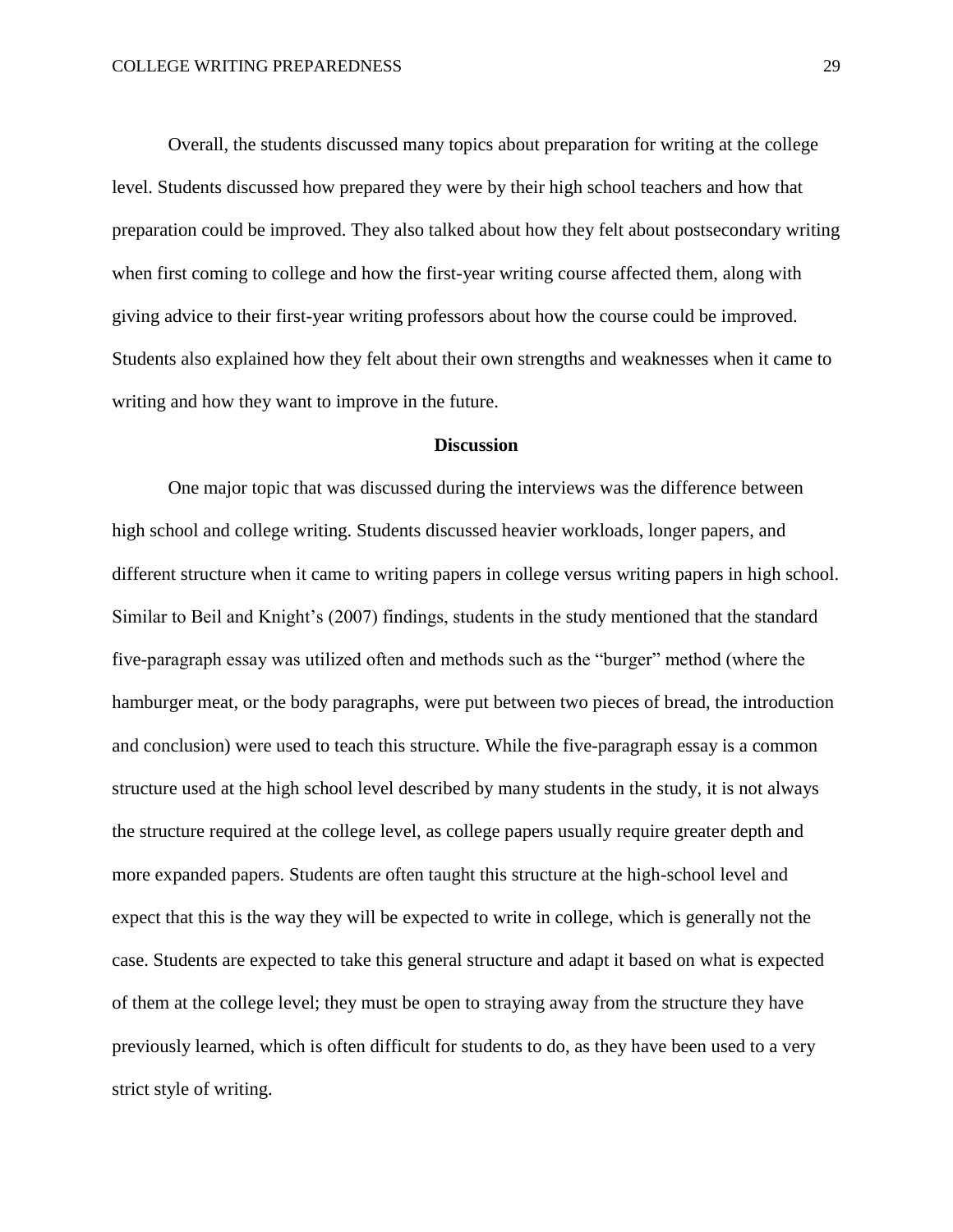Overall, the students discussed many topics about preparation for writing at the college level. Students discussed how prepared they were by their high school teachers and how that preparation could be improved. They also talked about how they felt about postsecondary writing when first coming to college and how the first-year writing course affected them, along with giving advice to their first-year writing professors about how the course could be improved. Students also explained how they felt about their own strengths and weaknesses when it came to writing and how they want to improve in the future.

## Discussion

One major topic that was discussed during the interviews was the difference between high school and college writing. Students discussed heavier workloads, longer papers, and different structure when it came to writing papers in college versus writing papers in high school. Similar to Beil and Knight's (2007) findings, students in the study mentioned that the standard five-paragraph essay was utilized often and methods such as the "burger" method (where the hamburger meat, or the body paragraphs, were put between two pieces of bread, the introduction and conclusion) were used to teach this structure. While the five-paragraph essay is a common structure used at the high school level described by many students in the study, it is not always the structure required at the college level, as college papers usually require greater depth and more expanded papers. Students are often taught this structure at the high-school level and expect that this is the way they will be expected to write in college, which is generally not the case. Students are expected to take this general structure and adapt it based on what is expected of them at the college level; they must be open to straying away from the structure they have previously learned, which is often difficult for students to do, as they have been used to a very strict style of writing.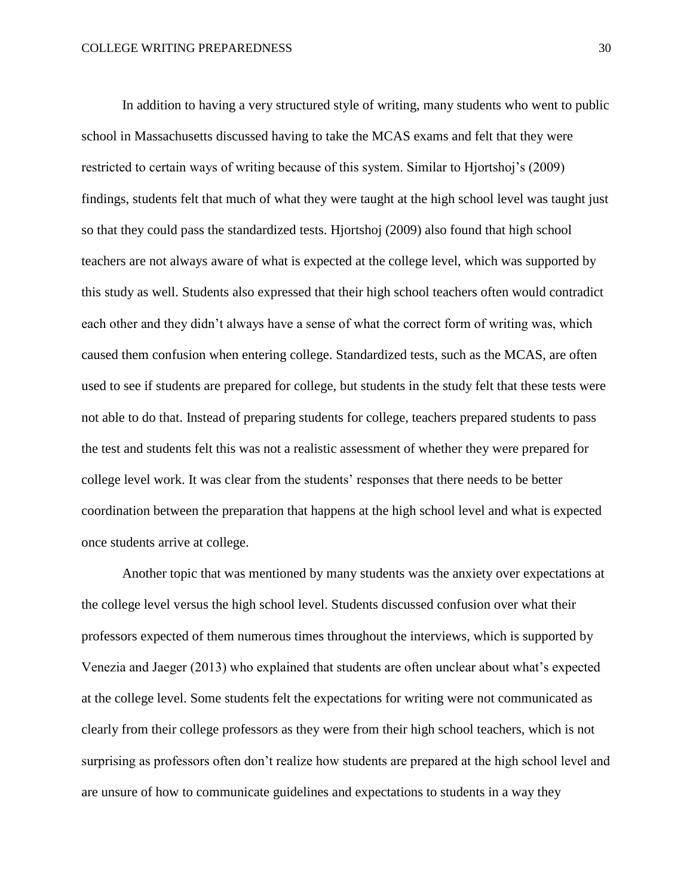In addition to having a very structured style of writing, many students who went to public school in Massachusetts discussed having to take the MCAS exams and felt that they were restricted to certain ways of writing because of this system. Similar to Hjortshoj's (2009) findings, students felt that much of what they were taught at the high school level was taught just so that they could pass the standardized tests. Hjortshoj (2009) also found that high school teachers are not always aware of what is expected at the college level, which was supported by this study as well. Students also expressed that their high school teachers often would contradict each other and they didn't always have a sense of what the correct form of writing was, which caused them confusion when entering college. Standardized tests, such as the MCAS, are often used to see if students are prepared for college, but students in the study felt that these tests were not able to do that. Instead of preparing students for college, teachers prepared students to pass the test and students felt this was not a realistic assessment of whether they were prepared for college level work. It was clear from the students' responses that there needs to be better coordination between the preparation that happens at the high school level and what is expected once students arrive at college.

Another topic that was mentioned by many students was the anxiety over expectations at the college level versus the high school level. Students discussed confusion over what their professors expected of them numerous times throughout the interviews, which is supported by Venezia and Jaeger (2013) who explained that students are often unclear about what's expected at the college level. Some students felt the expectations for writing were not communicated as clearly from their college professors as they were from their high school teachers, which is not surprising as professors often don't realize how students are prepared at the high school level and are unsure of how to communicate guidelines and expectations to students in a way they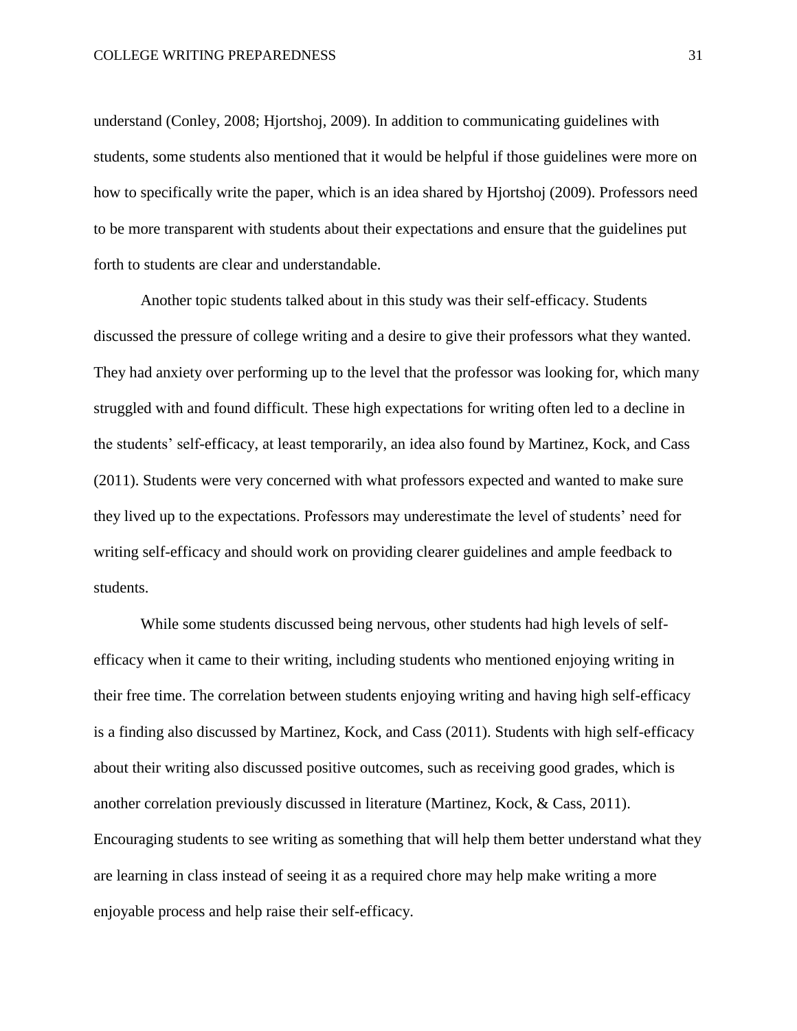understand (Conley, 2008; Hjortshoj, 2009). In addition to communicating guidelines with students, some students also mentioned that it would be helpful if those guidelines were more on how to specifically write the paper, which is an idea shared by Hjortshoj (2009). Professors need to be more transparent with students about their expectations and ensure that the guidelines put forth to students are clear and understandable.

Another topic students talked about in this study was their self-efficacy. Students discussed the pressure of college writing and a desire to give their professors what they wanted. They had anxiety over performing up to the level that the professor was looking for, which many struggled with and found difficult. These high expectations for writing often led to a decline in the students' self-efficacy, at least temporarily, an idea also found by Martinez, Kock, and Cass (2011). Students were very concerned with what professors expected and wanted to make sure they lived up to the expectations. Professors may underestimate the level of students' need for writing self-efficacy and should work on providing clearer guidelines and ample feedback to students.

While some students discussed being nervous, other students had high levels of self-efficacy when it came to their writing, including students who mentioned enjoying writing in their free time. The correlation between students enjoying writing and having high self-efficacy is a finding also discussed by Martinez, Kock, and Cass (2011). Students with high self-efficacy about their writing also discussed positive outcomes, such as receiving good grades, which is another correlation previously discussed in literature (Martinez, Kock, & Cass, 2011). Encouraging students to see writing as something that will help them better understand what they are learning in class instead of seeing it as a required chore may help make writing a more enjoyable process and help raise their self-efficacy.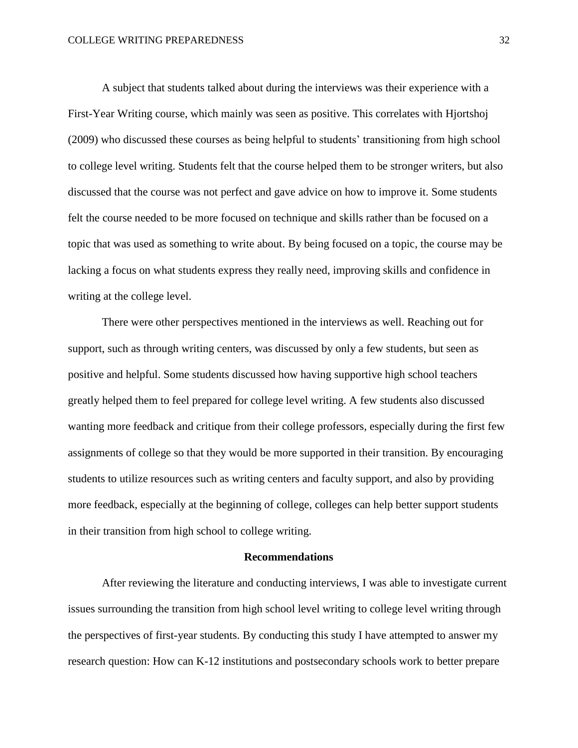A subject that students talked about during the interviews was their experience with a First-Year Writing course, which mainly was seen as positive. This correlates with Hjortshoj (2009) who discussed these courses as being helpful to students' transitioning from high school to college level writing. Students felt that the course helped them to be stronger writers, but also discussed that the course was not perfect and gave advice on how to improve it. Some students felt the course needed to be more focused on technique and skills rather than be focused on a topic that was used as something to write about. By being focused on a topic, the course may be lacking a focus on what students express they really need, improving skills and confidence in writing at the college level.

There were other perspectives mentioned in the interviews as well. Reaching out for support, such as through writing centers, was discussed by only a few students, but seen as positive and helpful. Some students discussed how having supportive high school teachers greatly helped them to feel prepared for college level writing. A few students also discussed wanting more feedback and critique from their college professors, especially during the first few assignments of college so that they would be more supported in their transition. By encouraging students to utilize resources such as writing centers and faculty support, and also by providing more feedback, especially at the beginning of college, colleges can help better support students in their transition from high school to college writing.

## Recommendations

After reviewing the literature and conducting interviews, I was able to investigate current issues surrounding the transition from high school level writing to college level writing through the perspectives of first-year students. By conducting this study I have attempted to answer my research question: How can K-12 institutions and postsecondary schools work to better prepare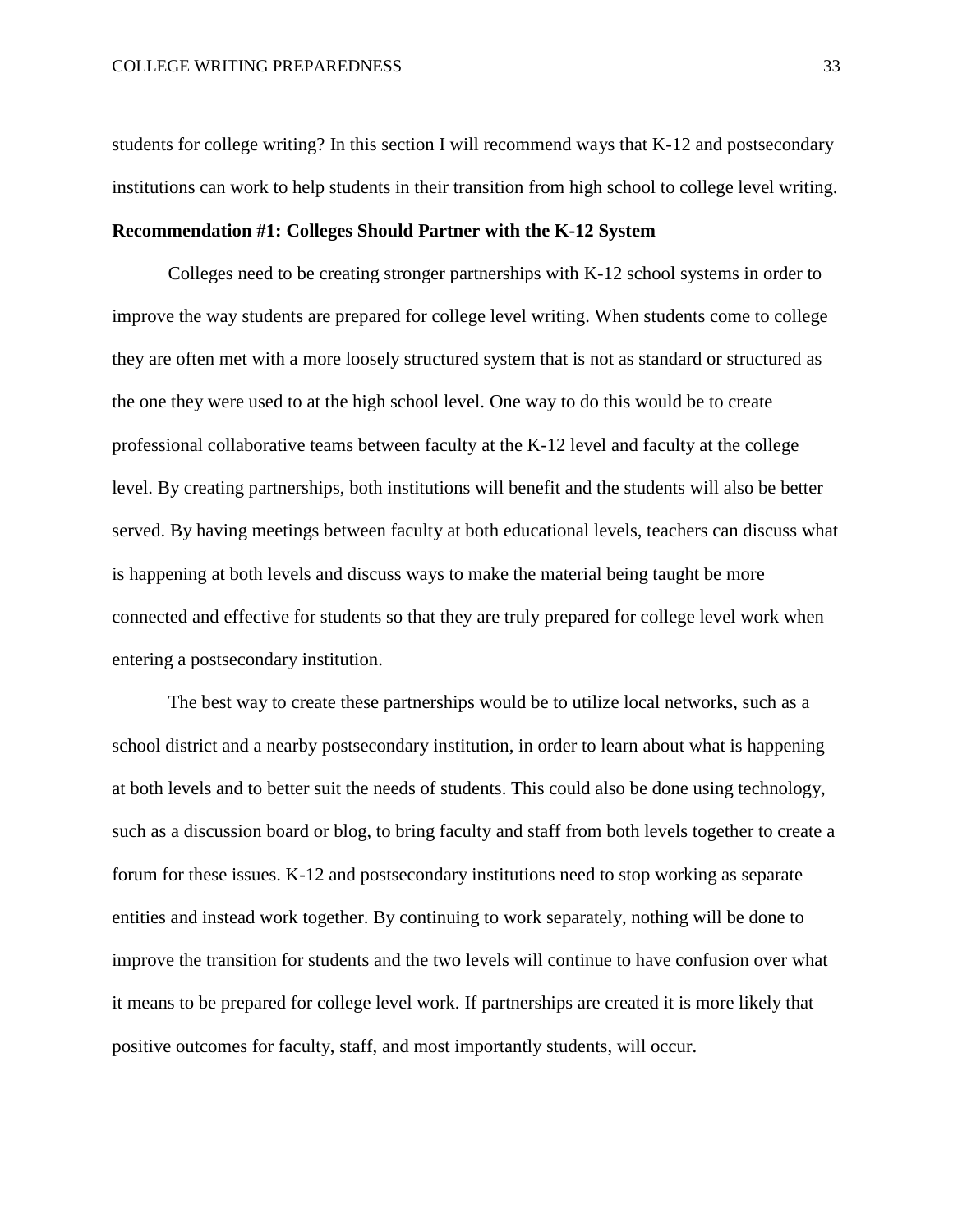students for college writing? In this section I will recommend ways that K-12 and postsecondary institutions can work to help students in their transition from high school to college level writing.

**Recommendation #1: Colleges Should Partner with the K-12 System**

Colleges need to be creating stronger partnerships with K-12 school systems in order to improve the way students are prepared for college level writing. When students come to college they are often met with a more loosely structured system that is not as standard or structured as the one they were used to at the high school level. One way to do this would be to create professional collaborative teams between faculty at the K-12 level and faculty at the college level. By creating partnerships, both institutions will benefit and the students will also be better served. By having meetings between faculty at both educational levels, teachers can discuss what is happening at both levels and discuss ways to make the material being taught be more connected and effective for students so that they are truly prepared for college level work when entering a postsecondary institution.

The best way to create these partnerships would be to utilize local networks, such as a school district and a nearby postsecondary institution, in order to learn about what is happening at both levels and to better suit the needs of students. This could also be done using technology, such as a discussion board or blog, to bring faculty and staff from both levels together to create a forum for these issues. K-12 and postsecondary institutions need to stop working as separate entities and instead work together. By continuing to work separately, nothing will be done to improve the transition for students and the two levels will continue to have confusion over what it means to be prepared for college level work. If partnerships are created it is more likely that positive outcomes for faculty, staff, and most importantly students, will occur.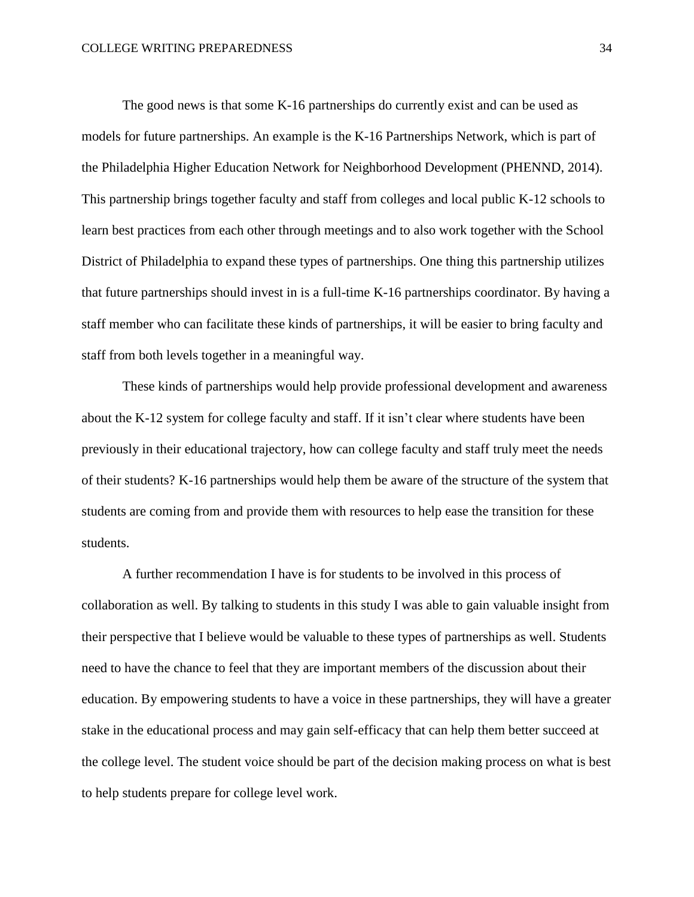The good news is that some K-16 partnerships do currently exist and can be used as models for future partnerships. An example is the K-16 Partnerships Network, which is part of the Philadelphia Higher Education Network for Neighborhood Development (PHENND, 2014). This partnership brings together faculty and staff from colleges and local public K-12 schools to learn best practices from each other through meetings and to also work together with the School District of Philadelphia to expand these types of partnerships. One thing this partnership utilizes that future partnerships should invest in is a full-time K-16 partnerships coordinator. By having a staff member who can facilitate these kinds of partnerships, it will be easier to bring faculty and staff from both levels together in a meaningful way.

These kinds of partnerships would help provide professional development and awareness about the K-12 system for college faculty and staff. If it isn't clear where students have been previously in their educational trajectory, how can college faculty and staff truly meet the needs of their students? K-16 partnerships would help them be aware of the structure of the system that students are coming from and provide them with resources to help ease the transition for these students.

A further recommendation I have is for students to be involved in this process of collaboration as well. By talking to students in this study I was able to gain valuable insight from their perspective that I believe would be valuable to these types of partnerships as well. Students need to have the chance to feel that they are important members of the discussion about their education. By empowering students to have a voice in these partnerships, they will have a greater stake in the educational process and may gain self-efficacy that can help them better succeed at the college level. The student voice should be part of the decision making process on what is best to help students prepare for college level work.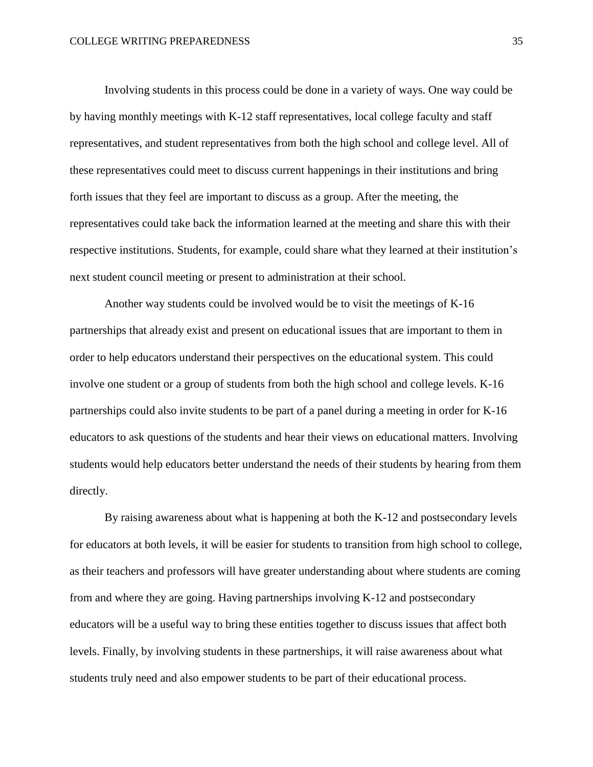Involving students in this process could be done in a variety of ways. One way could be by having monthly meetings with K-12 staff representatives, local college faculty and staff representatives, and student representatives from both the high school and college level. All of these representatives could meet to discuss current happenings in their institutions and bring forth issues that they feel are important to discuss as a group. After the meeting, the representatives could take back the information learned at the meeting and share this with their respective institutions. Students, for example, could share what they learned at their institution's next student council meeting or present to administration at their school.

Another way students could be involved would be to visit the meetings of K-16 partnerships that already exist and present on educational issues that are important to them in order to help educators understand their perspectives on the educational system. This could involve one student or a group of students from both the high school and college levels. K-16 partnerships could also invite students to be part of a panel during a meeting in order for K-16 educators to ask questions of the students and hear their views on educational matters. Involving students would help educators better understand the needs of their students by hearing from them directly.

By raising awareness about what is happening at both the K-12 and postsecondary levels for educators at both levels, it will be easier for students to transition from high school to college, as their teachers and professors will have greater understanding about where students are coming from and where they are going. Having partnerships involving K-12 and postsecondary educators will be a useful way to bring these entities together to discuss issues that affect both levels. Finally, by involving students in these partnerships, it will raise awareness about what students truly need and also empower students to be part of their educational process.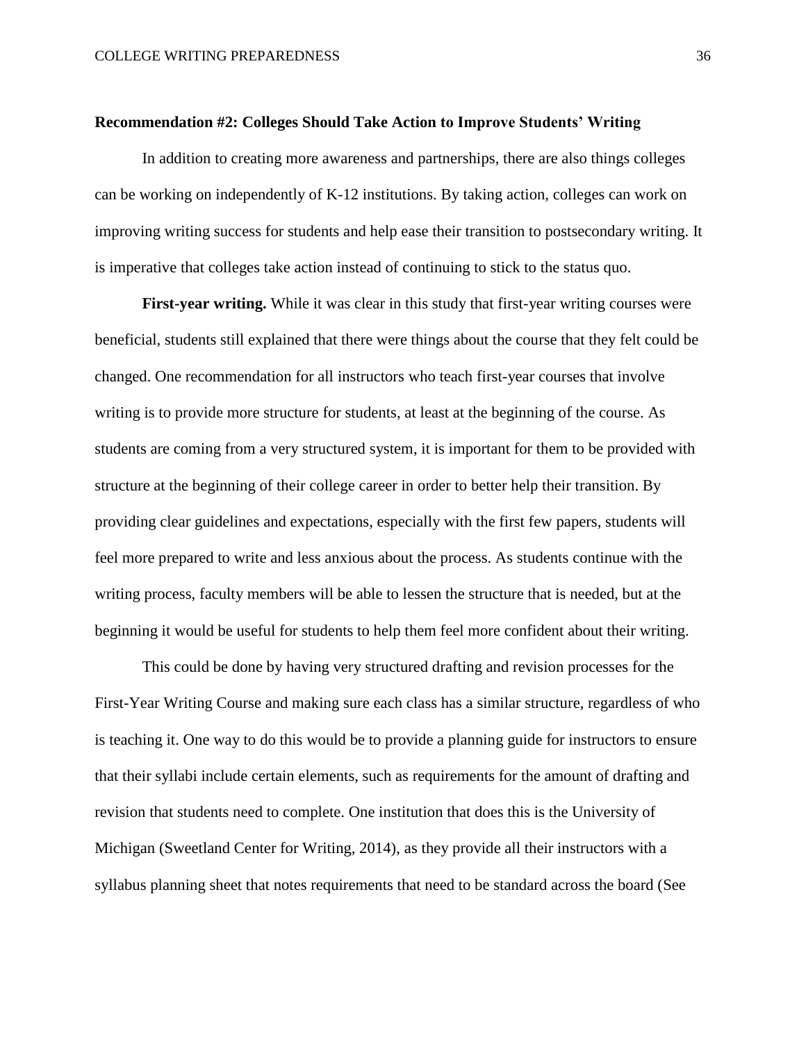**Recommendation #2: Colleges Should Take Action to Improve Students' Writing**

In addition to creating more awareness and partnerships, there are also things colleges can be working on independently of K-12 institutions. By taking action, colleges can work on improving writing success for students and help ease their transition to postsecondary writing. It is imperative that colleges take action instead of continuing to stick to the status quo.

**First-year writing.** While it was clear in this study that first-year writing courses were beneficial, students still explained that there were things about the course that they felt could be changed. One recommendation for all instructors who teach first-year courses that involve writing is to provide more structure for students, at least at the beginning of the course. As students are coming from a very structured system, it is important for them to be provided with structure at the beginning of their college career in order to better help their transition. By providing clear guidelines and expectations, especially with the first few papers, students will feel more prepared to write and less anxious about the process. As students continue with the writing process, faculty members will be able to lessen the structure that is needed, but at the beginning it would be useful for students to help them feel more confident about their writing.

This could be done by having very structured drafting and revision processes for the First-Year Writing Course and making sure each class has a similar structure, regardless of who is teaching it. One way to do this would be to provide a planning guide for instructors to ensure that their syllabi include certain elements, such as requirements for the amount of drafting and revision that students need to complete. One institution that does this is the University of Michigan (Sweetland Center for Writing, 2014), as they provide all their instructors with a syllabus planning sheet that notes requirements that need to be standard across the board (See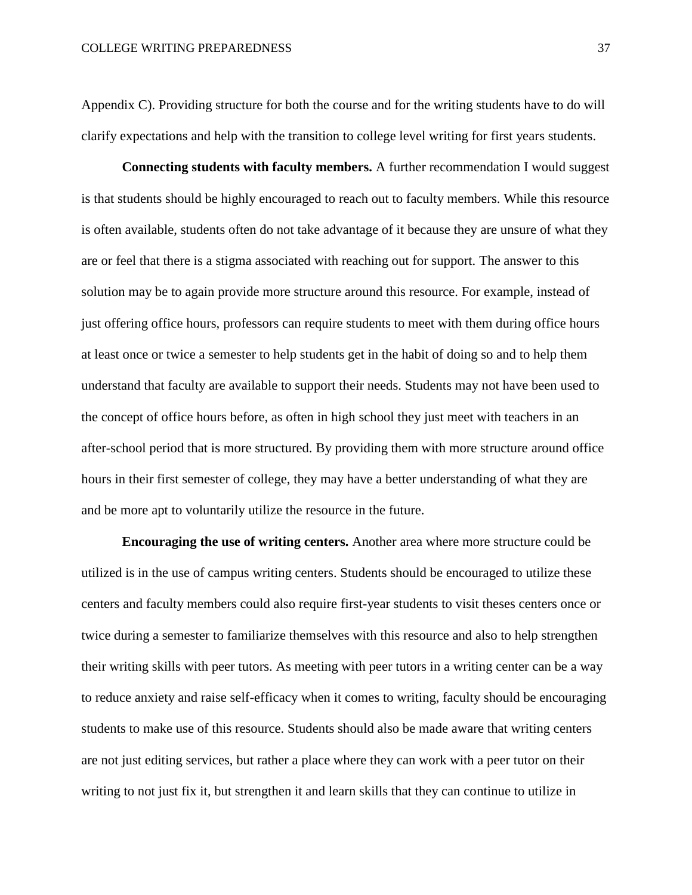Appendix C). Providing structure for both the course and for the writing students have to do will clarify expectations and help with the transition to college level writing for first years students.

**Connecting students with faculty members.** A further recommendation I would suggest is that students should be highly encouraged to reach out to faculty members. While this resource is often available, students often do not take advantage of it because they are unsure of what they are or feel that there is a stigma associated with reaching out for support. The answer to this solution may be to again provide more structure around this resource. For example, instead of just offering office hours, professors can require students to meet with them during office hours at least once or twice a semester to help students get in the habit of doing so and to help them understand that faculty are available to support their needs. Students may not have been used to the concept of office hours before, as often in high school they just meet with teachers in an after-school period that is more structured. By providing them with more structure around office hours in their first semester of college, they may have a better understanding of what they are and be more apt to voluntarily utilize the resource in the future.

**Encouraging the use of writing centers.** Another area where more structure could be utilized is in the use of campus writing centers. Students should be encouraged to utilize these centers and faculty members could also require first-year students to visit theses centers once or twice during a semester to familiarize themselves with this resource and also to help strengthen their writing skills with peer tutors. As meeting with peer tutors in a writing center can be a way to reduce anxiety and raise self-efficacy when it comes to writing, faculty should be encouraging students to make use of this resource. Students should also be made aware that writing centers are not just editing services, but rather a place where they can work with a peer tutor on their writing to not just fix it, but strengthen it and learn skills that they can continue to utilize in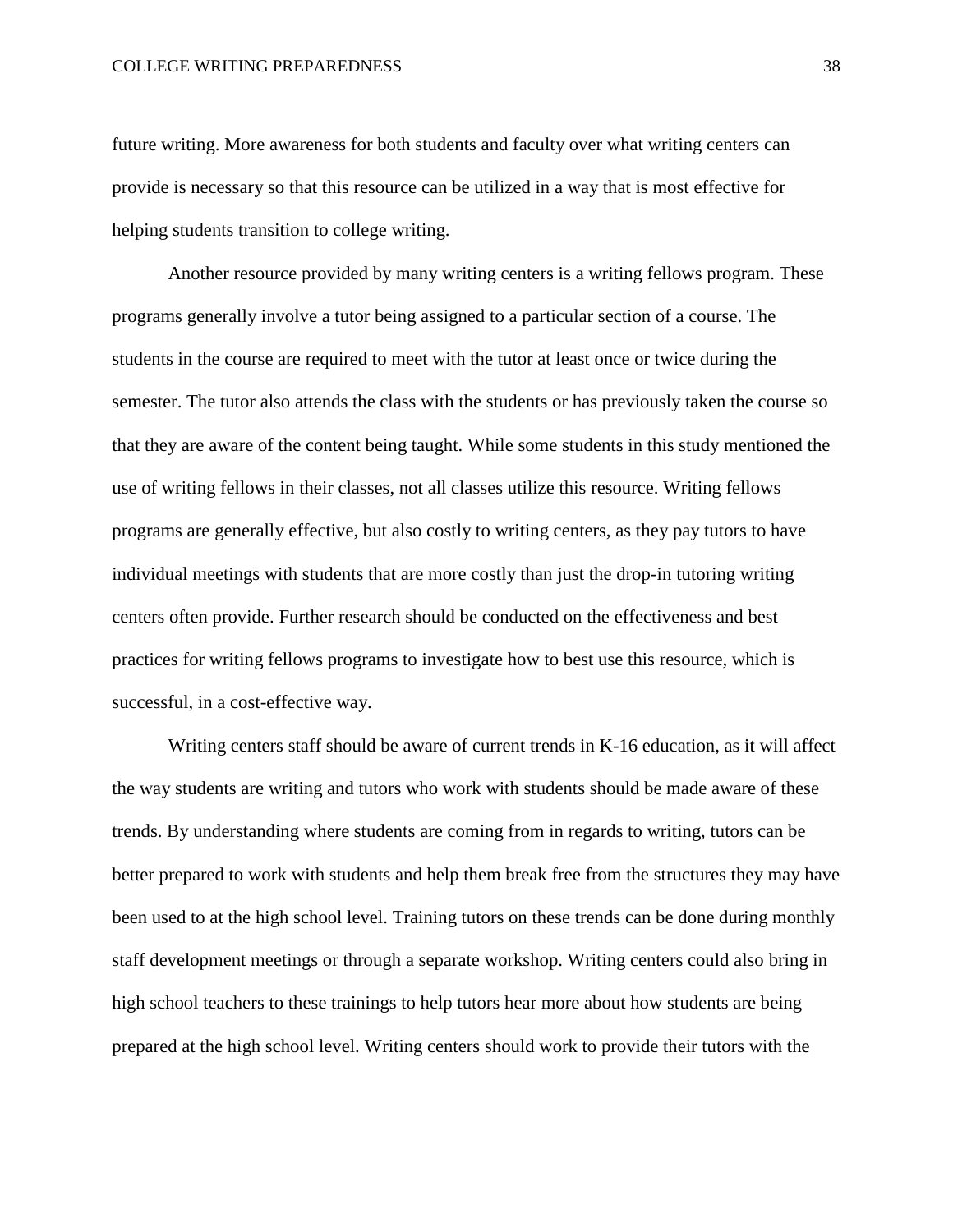future writing. More awareness for both students and faculty over what writing centers can provide is necessary so that this resource can be utilized in a way that is most effective for helping students transition to college writing.

Another resource provided by many writing centers is a writing fellows program. These programs generally involve a tutor being assigned to a particular section of a course. The students in the course are required to meet with the tutor at least once or twice during the semester. The tutor also attends the class with the students or has previously taken the course so that they are aware of the content being taught. While some students in this study mentioned the use of writing fellows in their classes, not all classes utilize this resource. Writing fellows programs are generally effective, but also costly to writing centers, as they pay tutors to have individual meetings with students that are more costly than just the drop-in tutoring writing centers often provide. Further research should be conducted on the effectiveness and best practices for writing fellows programs to investigate how to best use this resource, which is successful, in a cost-effective way.

Writing centers staff should be aware of current trends in K-16 education, as it will affect the way students are writing and tutors who work with students should be made aware of these trends. By understanding where students are coming from in regards to writing, tutors can be better prepared to work with students and help them break free from the structures they may have been used to at the high school level. Training tutors on these trends can be done during monthly staff development meetings or through a separate workshop. Writing centers could also bring in high school teachers to these trainings to help tutors hear more about how students are being prepared at the high school level. Writing centers should work to provide their tutors with the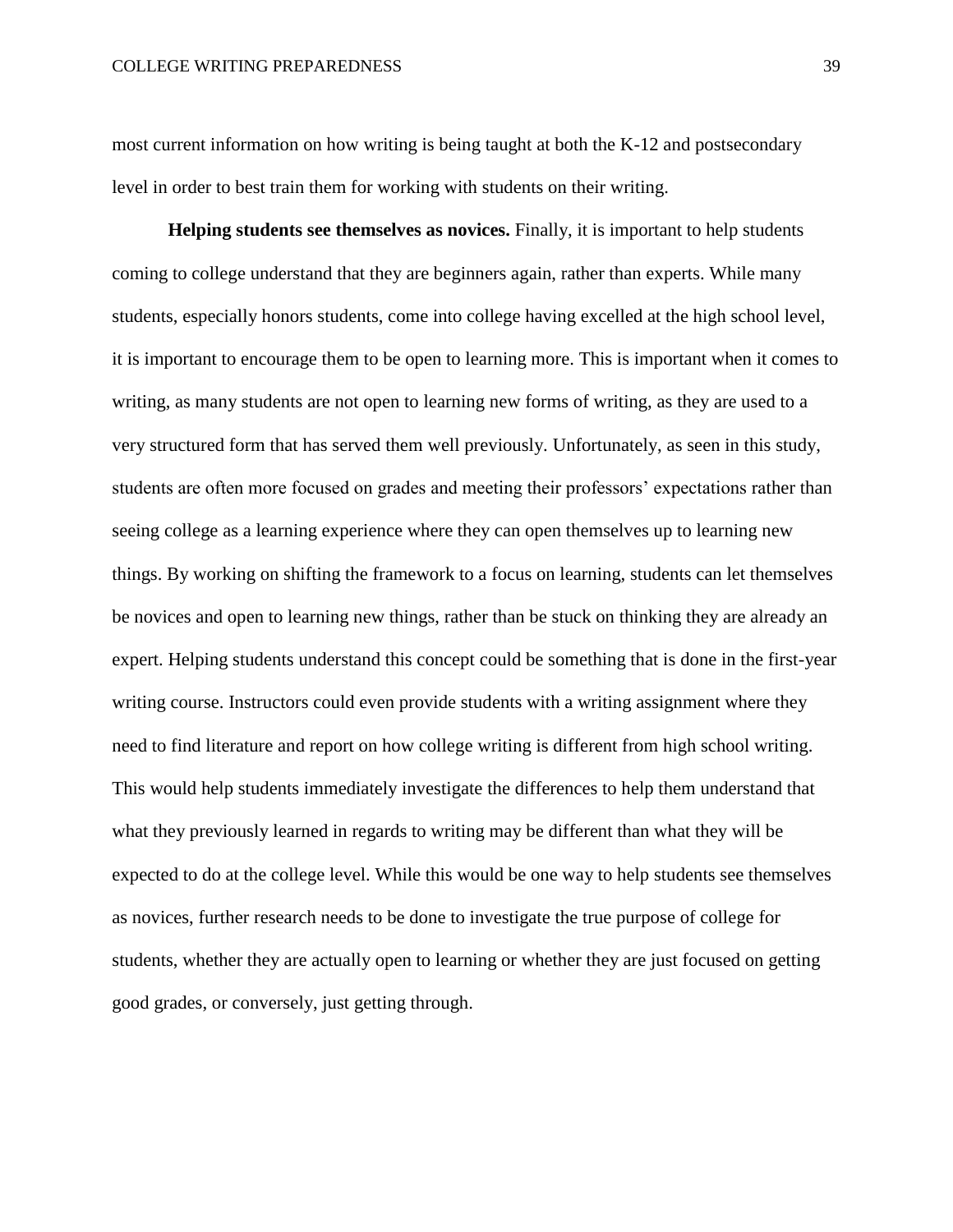most current information on how writing is being taught at both the K-12 and postsecondary level in order to best train them for working with students on their writing.

**Helping students see themselves as novices.** Finally, it is important to help students coming to college understand that they are beginners again, rather than experts. While many students, especially honors students, come into college having excelled at the high school level, it is important to encourage them to be open to learning more. This is important when it comes to writing, as many students are not open to learning new forms of writing, as they are used to a very structured form that has served them well previously. Unfortunately, as seen in this study, students are often more focused on grades and meeting their professors' expectations rather than seeing college as a learning experience where they can open themselves up to learning new things. By working on shifting the framework to a focus on learning, students can let themselves be novices and open to learning new things, rather than be stuck on thinking they are already an expert. Helping students understand this concept could be something that is done in the first-year writing course. Instructors could even provide students with a writing assignment where they need to find literature and report on how college writing is different from high school writing. This would help students immediately investigate the differences to help them understand that what they previously learned in regards to writing may be different than what they will be expected to do at the college level. While this would be one way to help students see themselves as novices, further research needs to be done to investigate the true purpose of college for students, whether they are actually open to learning or whether they are just focused on getting good grades, or conversely, just getting through.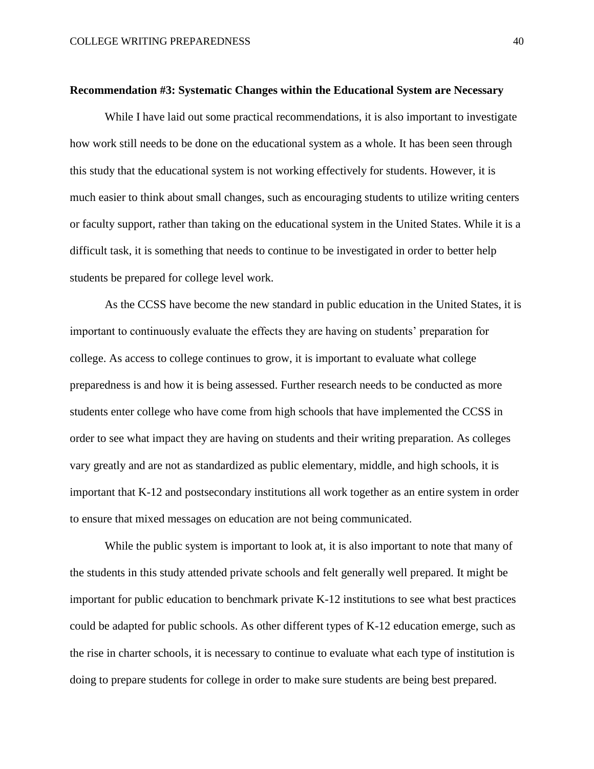**Recommendation #3: Systematic Changes within the Educational System are Necessary**

While I have laid out some practical recommendations, it is also important to investigate how work still needs to be done on the educational system as a whole. It has been seen through this study that the educational system is not working effectively for students. However, it is much easier to think about small changes, such as encouraging students to utilize writing centers or faculty support, rather than taking on the educational system in the United States. While it is a difficult task, it is something that needs to continue to be investigated in order to better help students be prepared for college level work.

As the CCSS have become the new standard in public education in the United States, it is important to continuously evaluate the effects they are having on students' preparation for college. As access to college continues to grow, it is important to evaluate what college preparedness is and how it is being assessed. Further research needs to be conducted as more students enter college who have come from high schools that have implemented the CCSS in order to see what impact they are having on students and their writing preparation. As colleges vary greatly and are not as standardized as public elementary, middle, and high schools, it is important that K-12 and postsecondary institutions all work together as an entire system in order to ensure that mixed messages on education are not being communicated.

While the public system is important to look at, it is also important to note that many of the students in this study attended private schools and felt generally well prepared. It might be important for public education to benchmark private K-12 institutions to see what best practices could be adapted for public schools. As other different types of K-12 education emerge, such as the rise in charter schools, it is necessary to continue to evaluate what each type of institution is doing to prepare students for college in order to make sure students are being best prepared.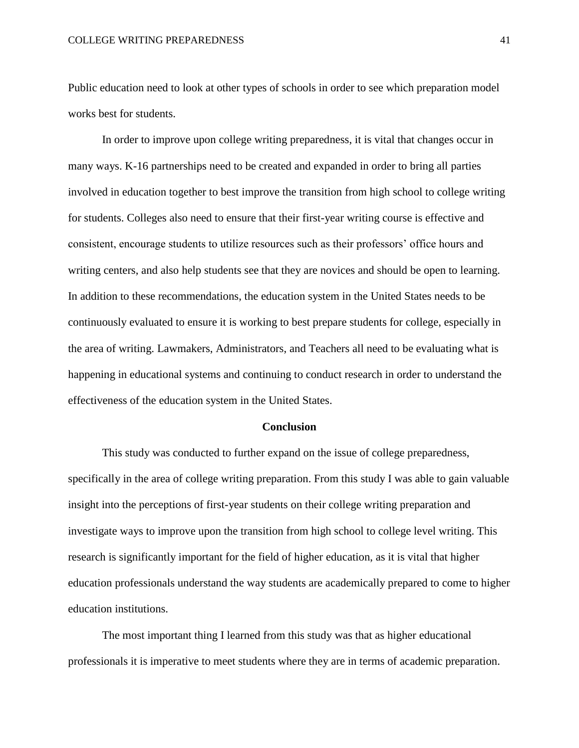Public education need to look at other types of schools in order to see which preparation model works best for students.

In order to improve upon college writing preparedness, it is vital that changes occur in many ways. K-16 partnerships need to be created and expanded in order to bring all parties involved in education together to best improve the transition from high school to college writing for students. Colleges also need to ensure that their first-year writing course is effective and consistent, encourage students to utilize resources such as their professors' office hours and writing centers, and also help students see that they are novices and should be open to learning. In addition to these recommendations, the education system in the United States needs to be continuously evaluated to ensure it is working to best prepare students for college, especially in the area of writing. Lawmakers, Administrators, and Teachers all need to be evaluating what is happening in educational systems and continuing to conduct research in order to understand the effectiveness of the education system in the United States.

## Conclusion

This study was conducted to further expand on the issue of college preparedness, specifically in the area of college writing preparation. From this study I was able to gain valuable insight into the perceptions of first-year students on their college writing preparation and investigate ways to improve upon the transition from high school to college level writing. This research is significantly important for the field of higher education, as it is vital that higher education professionals understand the way students are academically prepared to come to higher education institutions.

The most important thing I learned from this study was that as higher educational professionals it is imperative to meet students where they are in terms of academic preparation.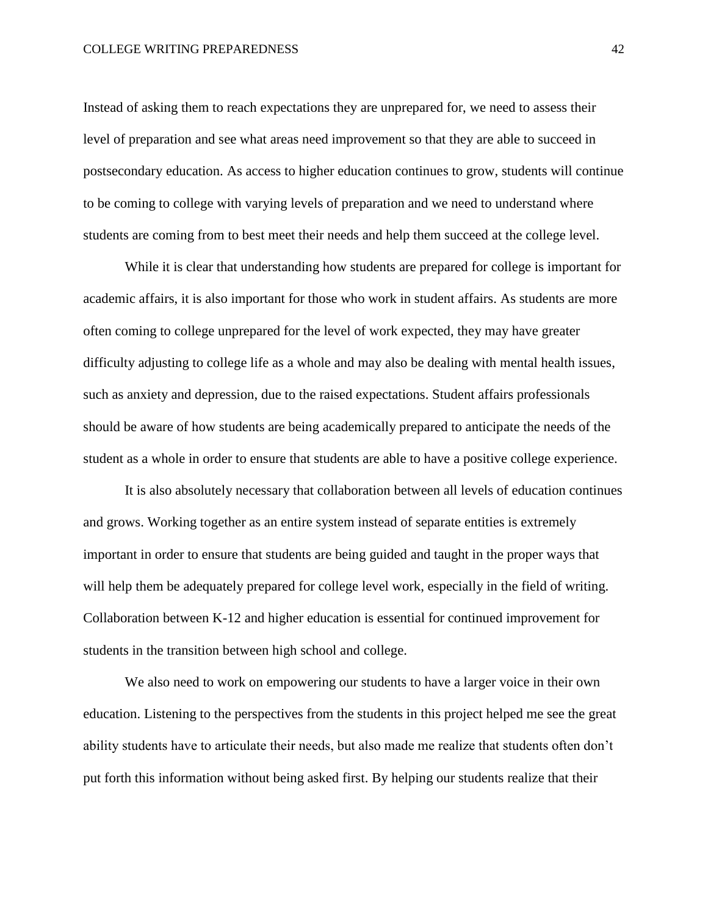Instead of asking them to reach expectations they are unprepared for, we need to assess their level of preparation and see what areas need improvement so that they are able to succeed in postsecondary education. As access to higher education continues to grow, students will continue to be coming to college with varying levels of preparation and we need to understand where students are coming from to best meet their needs and help them succeed at the college level.

While it is clear that understanding how students are prepared for college is important for academic affairs, it is also important for those who work in student affairs. As students are more often coming to college unprepared for the level of work expected, they may have greater difficulty adjusting to college life as a whole and may also be dealing with mental health issues, such as anxiety and depression, due to the raised expectations. Student affairs professionals should be aware of how students are being academically prepared to anticipate the needs of the student as a whole in order to ensure that students are able to have a positive college experience.

It is also absolutely necessary that collaboration between all levels of education continues and grows. Working together as an entire system instead of separate entities is extremely important in order to ensure that students are being guided and taught in the proper ways that will help them be adequately prepared for college level work, especially in the field of writing. Collaboration between K-12 and higher education is essential for continued improvement for students in the transition between high school and college.

We also need to work on empowering our students to have a larger voice in their own education. Listening to the perspectives from the students in this project helped me see the great ability students have to articulate their needs, but also made me realize that students often don't put forth this information without being asked first. By helping our students realize that their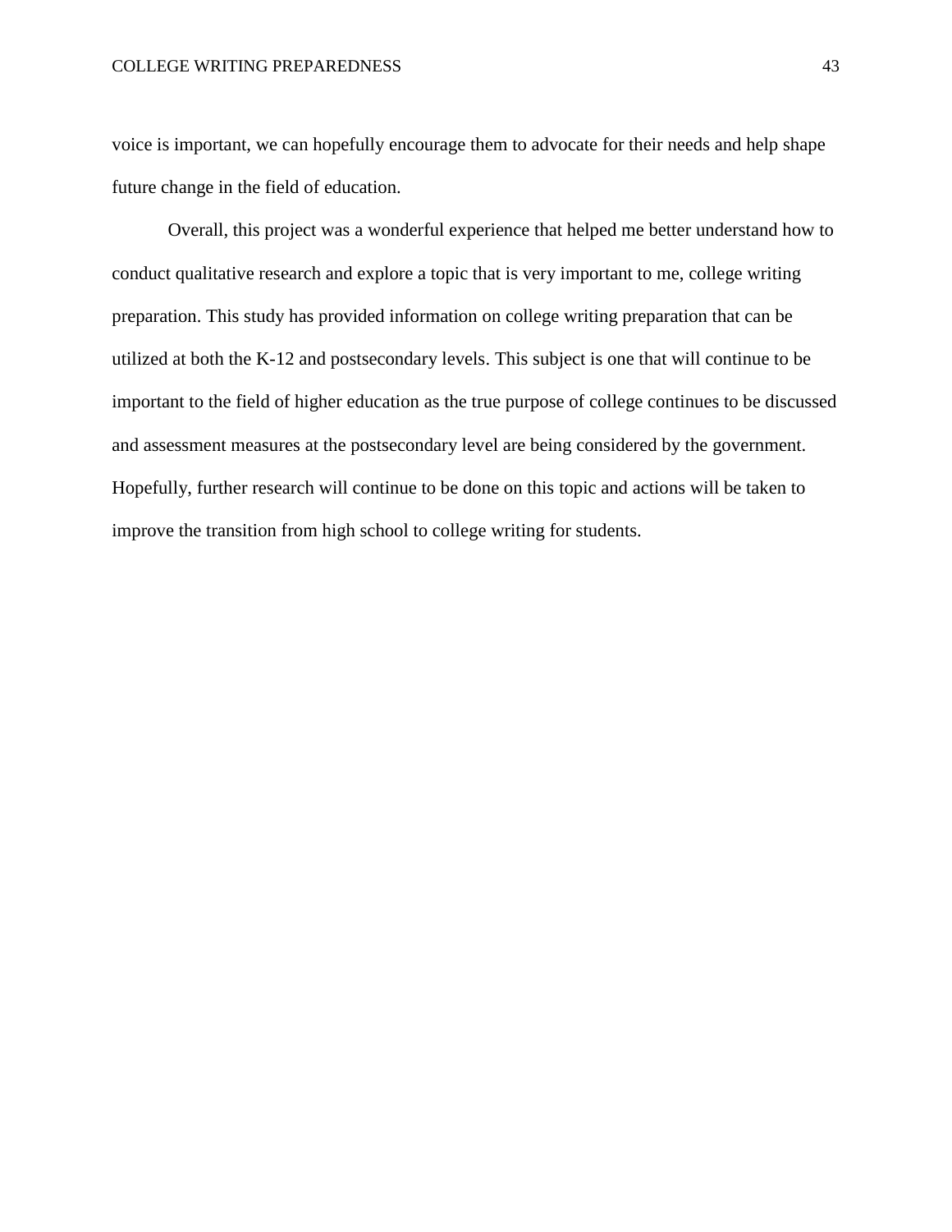voice is important, we can hopefully encourage them to advocate for their needs and help shape future change in the field of education.

Overall, this project was a wonderful experience that helped me better understand how to conduct qualitative research and explore a topic that is very important to me, college writing preparation. This study has provided information on college writing preparation that can be utilized at both the K-12 and postsecondary levels. This subject is one that will continue to be important to the field of higher education as the true purpose of college continues to be discussed and assessment measures at the postsecondary level are being considered by the government. Hopefully, further research will continue to be done on this topic and actions will be taken to improve the transition from high school to college writing for students.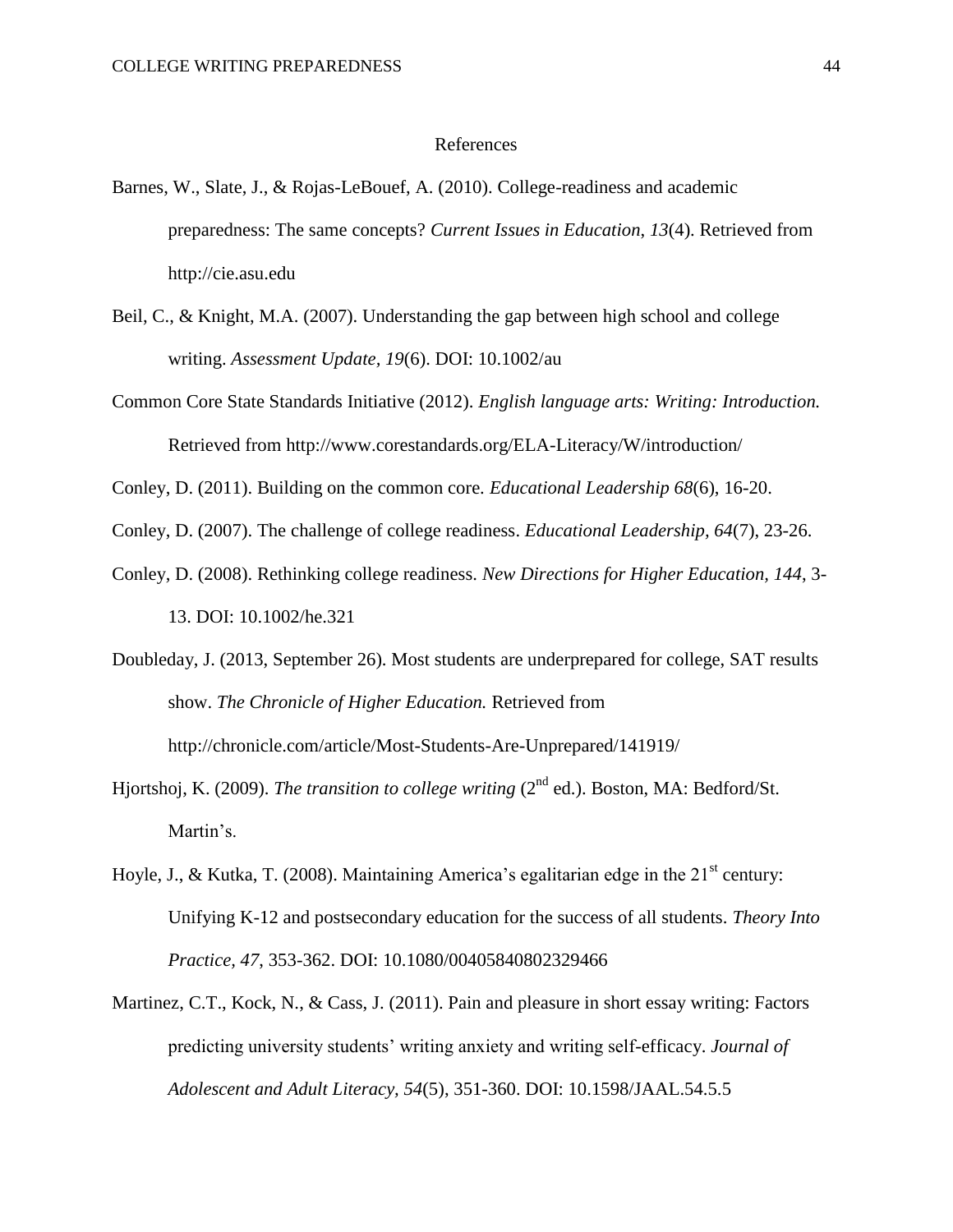# References

Barnes, W., Slate, J., & Rojas-LeBouef, A. (2010). College-readiness and academic preparedness: The same concepts? *Current Issues in Education, 13*(4). Retrieved from http://cie.asu.edu

Beil, C., & Knight, M.A. (2007). Understanding the gap between high school and college writing. *Assessment Update, 19*(6). DOI: 10.1002/au

Common Core State Standards Initiative (2012). *English language arts: Writing: Introduction.* Retrieved from http://www.corestandards.org/ELA-Literacy/W/introduction/

Conley, D. (2011). Building on the common core. *Educational Leadership 68*(6), 16-20.

Conley, D. (2007). The challenge of college readiness. *Educational Leadership, 64*(7), 23-26.

Conley, D. (2008). Rethinking college readiness. *New Directions for Higher Education, 144*, 3-13. DOI: 10.1002/he.321

Doubleday, J. (2013, September 26). Most students are underprepared for college, SAT results show. *The Chronicle of Higher Education.* Retrieved from http://chronicle.com/article/Most-Students-Are-Unprepared/141919/

Hjortshoj, K. (2009). *The transition to college writing* (2nd ed.). Boston, MA: Bedford/St. Martin's.

Hoyle, J., & Kutka, T. (2008). Maintaining America's egalitarian edge in the 21st century: Unifying K-12 and postsecondary education for the success of all students. *Theory Into Practice, 47,* 353-362. DOI: 10.1080/00405840802329466

Martinez, C.T., Kock, N., & Cass, J. (2011). Pain and pleasure in short essay writing: Factors predicting university students' writing anxiety and writing self-efficacy. *Journal of Adolescent and Adult Literacy, 54*(5), 351-360. DOI: 10.1598/JAAL.54.5.5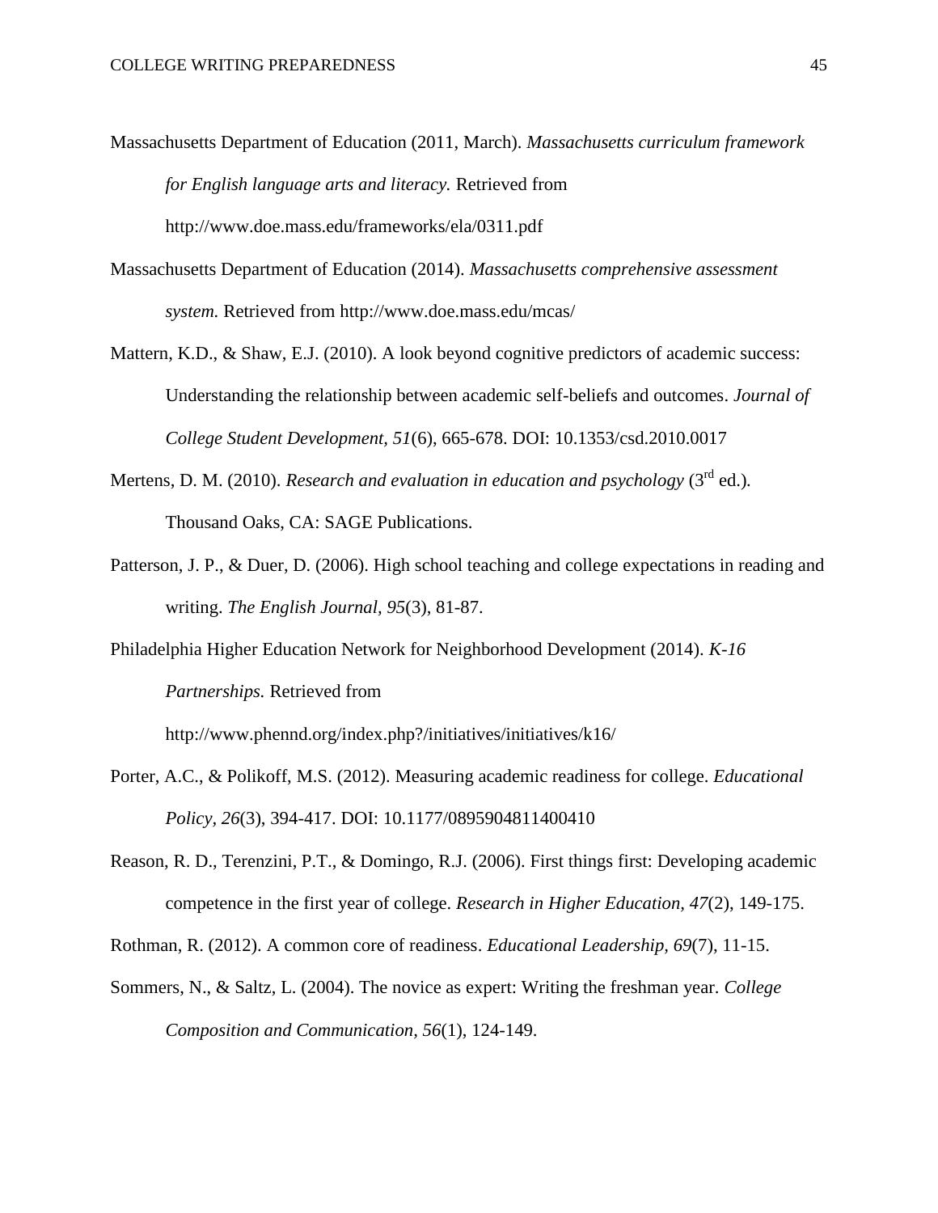Massachusetts Department of Education (2011, March). *Massachusetts curriculum framework for English language arts and literacy.* Retrieved from http://www.doe.mass.edu/frameworks/ela/0311.pdf

Massachusetts Department of Education (2014). *Massachusetts comprehensive assessment system.* Retrieved from http://www.doe.mass.edu/mcas/

Mattern, K.D., & Shaw, E.J. (2010). A look beyond cognitive predictors of academic success: Understanding the relationship between academic self-beliefs and outcomes. *Journal of College Student Development, 51*(6), 665-678. DOI: 10.1353/csd.2010.0017

Mertens, D. M. (2010). *Research and evaluation in education and psychology* (3rd ed.). Thousand Oaks, CA: SAGE Publications.

Patterson, J. P., & Duer, D. (2006). High school teaching and college expectations in reading and writing. *The English Journal, 95*(3), 81-87.

Philadelphia Higher Education Network for Neighborhood Development (2014). *K-16 Partnerships.* Retrieved from http://www.phennd.org/index.php?/initiatives/initiatives/k16/

Porter, A.C., & Polikoff, M.S. (2012). Measuring academic readiness for college. *Educational Policy, 26*(3), 394-417. DOI: 10.1177/0895904811400410

Reason, R. D., Terenzini, P.T., & Domingo, R.J. (2006). First things first: Developing academic competence in the first year of college. *Research in Higher Education, 47*(2), 149-175.

Rothman, R. (2012). A common core of readiness. *Educational Leadership, 69*(7), 11-15.

Sommers, N., & Saltz, L. (2004). The novice as expert: Writing the freshman year. *College Composition and Communication, 56*(1), 124-149.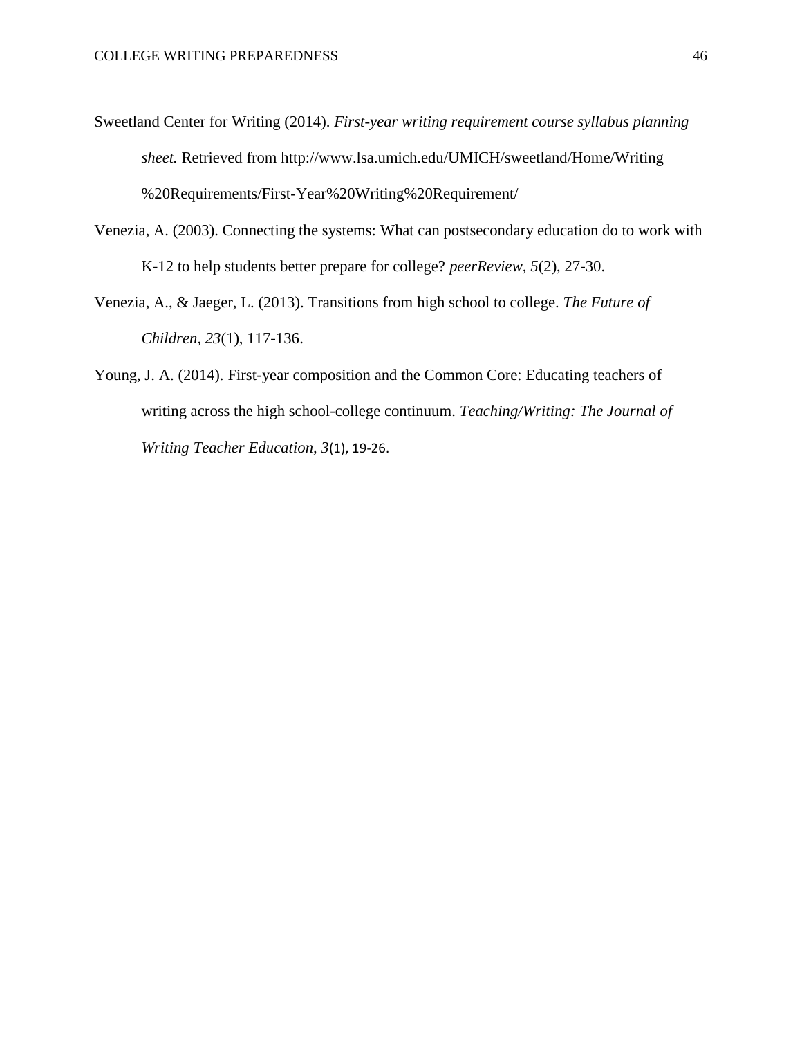Sweetland Center for Writing (2014). *First-year writing requirement course syllabus planning sheet.* Retrieved from http://www.lsa.umich.edu/UMICH/sweetland/Home/Writing%20Requirements/First-Year%20Writing%20Requirement/

Venezia, A. (2003). Connecting the systems: What can postsecondary education do to work with K-12 to help students better prepare for college? *peerReview, 5*(2), 27-30.

Venezia, A., & Jaeger, L. (2013). Transitions from high school to college. *The Future of Children, 23*(1), 117-136.

Young, J. A. (2014). First-year composition and the Common Core: Educating teachers of writing across the high school-college continuum. *Teaching/Writing: The Journal of Writing Teacher Education, 3*(1), 19-26.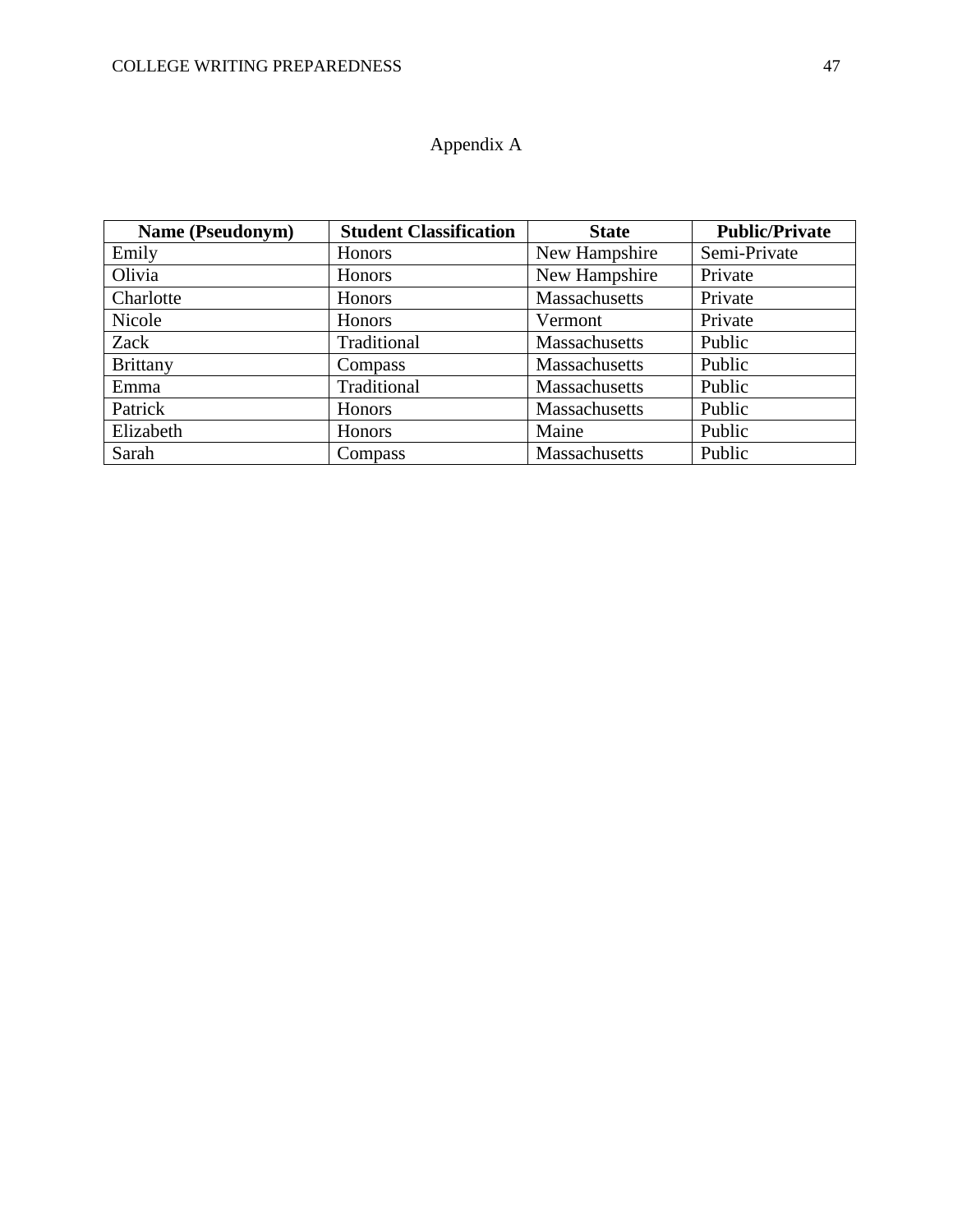# Appendix A

| Name (Pseudonym) | Student Classification | State | Public/Private |
|---|---|---|---|
| Emily | Honors | New Hampshire | Semi-Private |
| Olivia | Honors | New Hampshire | Private |
| Charlotte | Honors | Massachusetts | Private |
| Nicole | Honors | Vermont | Private |
| Zack | Traditional | Massachusetts | Public |
| Brittany | Compass | Massachusetts | Public |
| Emma | Traditional | Massachusetts | Public |
| Patrick | Honors | Massachusetts | Public |
| Elizabeth | Honors | Maine | Public |
| Sarah | Compass | Massachusetts | Public |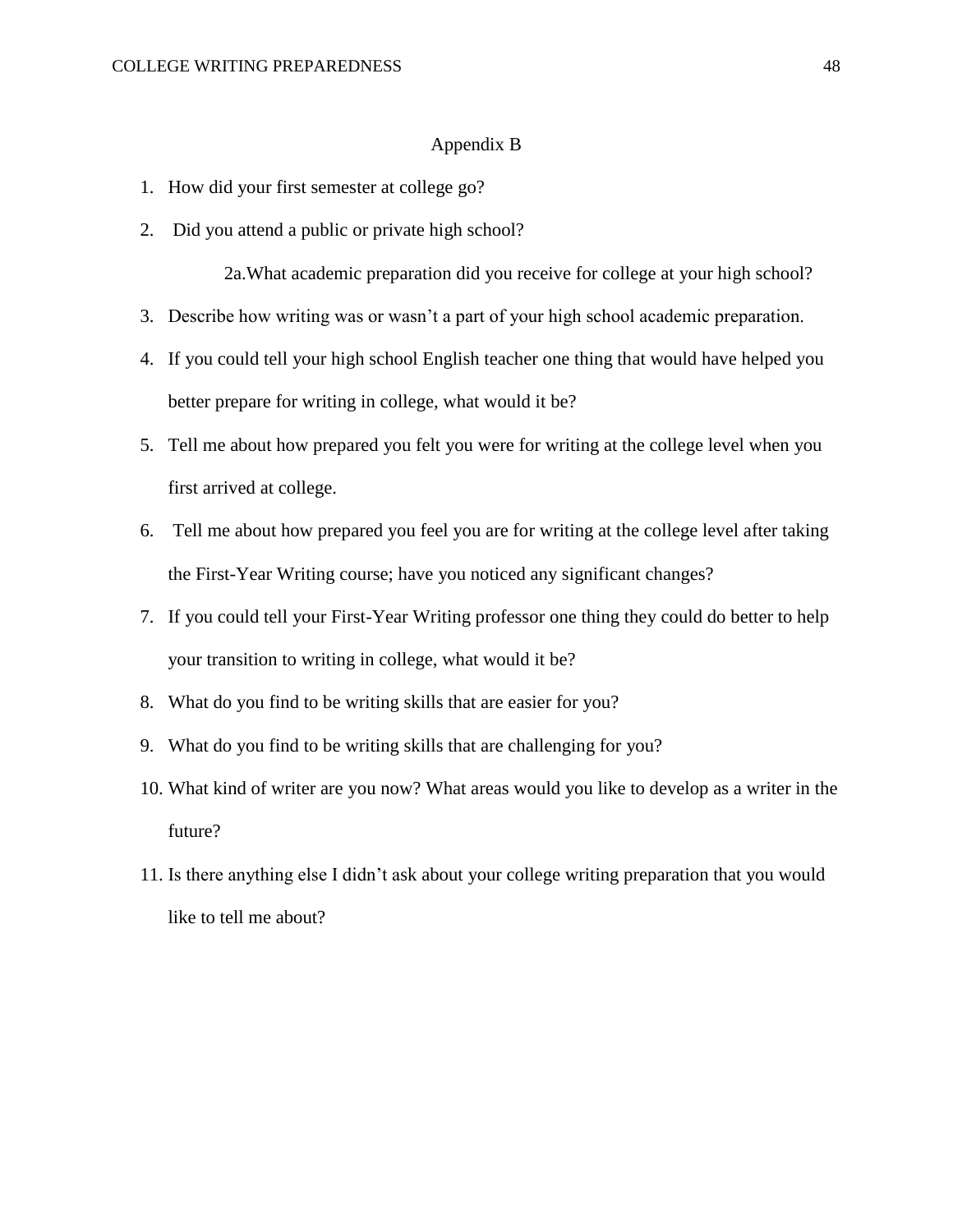# Appendix B

1. How did your first semester at college go?
2. Did you attend a public or private high school?

    2a.What academic preparation did you receive for college at your high school?

3. Describe how writing was or wasn't a part of your high school academic preparation.
4. If you could tell your high school English teacher one thing that would have helped you better prepare for writing in college, what would it be?
5. Tell me about how prepared you felt you were for writing at the college level when you first arrived at college.
6. Tell me about how prepared you feel you are for writing at the college level after taking the First-Year Writing course; have you noticed any significant changes?
7. If you could tell your First-Year Writing professor one thing they could do better to help your transition to writing in college, what would it be?
8. What do you find to be writing skills that are easier for you?
9. What do you find to be writing skills that are challenging for you?
10. What kind of writer are you now? What areas would you like to develop as a writer in the future?
11. Is there anything else I didn't ask about your college writing preparation that you would like to tell me about?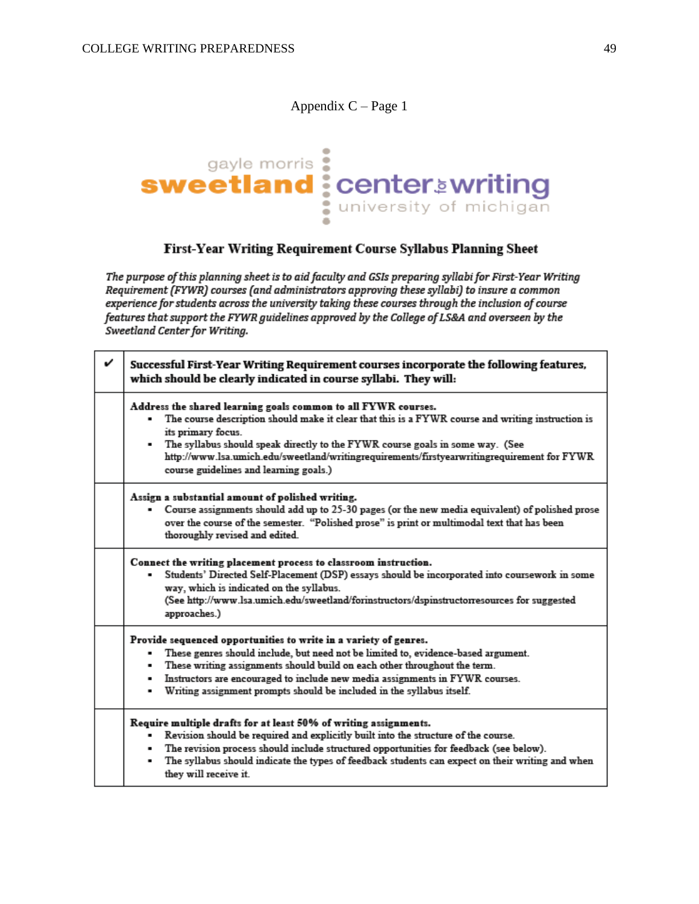Appendix C – Page 1

gayle morris **sweetland** center for writing
university of michigan

## First-Year Writing Requirement Course Syllabus Planning Sheet

*The purpose of this planning sheet is to aid faculty and GSIs preparing syllabi for First-Year Writing Requirement (FYWR) courses (and administrators approving these syllabi) to insure a common experience for students across the university taking these courses through the inclusion of course features that support the FYWR guidelines approved by the College of LS&A and overseen by the Sweetland Center for Writing.*

| ✔ | **Successful First-Year Writing Requirement courses incorporate the following features, which should be clearly indicated in course syllabi. They will:** |
|---|---|
| | **Address the shared learning goals common to all FYWR courses.**<br>▪ The course description should make it clear that this is a FYWR course and writing instruction is its primary focus.<br>▪ The syllabus should speak directly to the FYWR course goals in some way. (See http://www.lsa.umich.edu/sweetland/writingrequirements/firstyearwritingrequirement for FYWR course guidelines and learning goals.) |
| | **Assign a substantial amount of polished writing.**<br>▪ Course assignments should add up to 25-30 pages (or the new media equivalent) of polished prose over the course of the semester. "Polished prose" is print or multimodal text that has been thoroughly revised and edited. |
| | **Connect the writing placement process to classroom instruction.**<br>▪ Students' Directed Self-Placement (DSP) essays should be incorporated into coursework in some way, which is indicated on the syllabus.<br>(See http://www.lsa.umich.edu/sweetland/forinstructors/dspinstructorresources for suggested approaches.) |
| | **Provide sequenced opportunities to write in a variety of genres.**<br>▪ These genres should include, but need not be limited to, evidence-based argument.<br>▪ These writing assignments should build on each other throughout the term.<br>▪ Instructors are encouraged to include new media assignments in FYWR courses.<br>▪ Writing assignment prompts should be included in the syllabus itself. |
| | **Require multiple drafts for at least 50% of writing assignments.**<br>▪ Revision should be required and explicitly built into the structure of the course.<br>▪ The revision process should include structured opportunities for feedback (see below).<br>▪ The syllabus should indicate the types of feedback students can expect on their writing and when they will receive it. |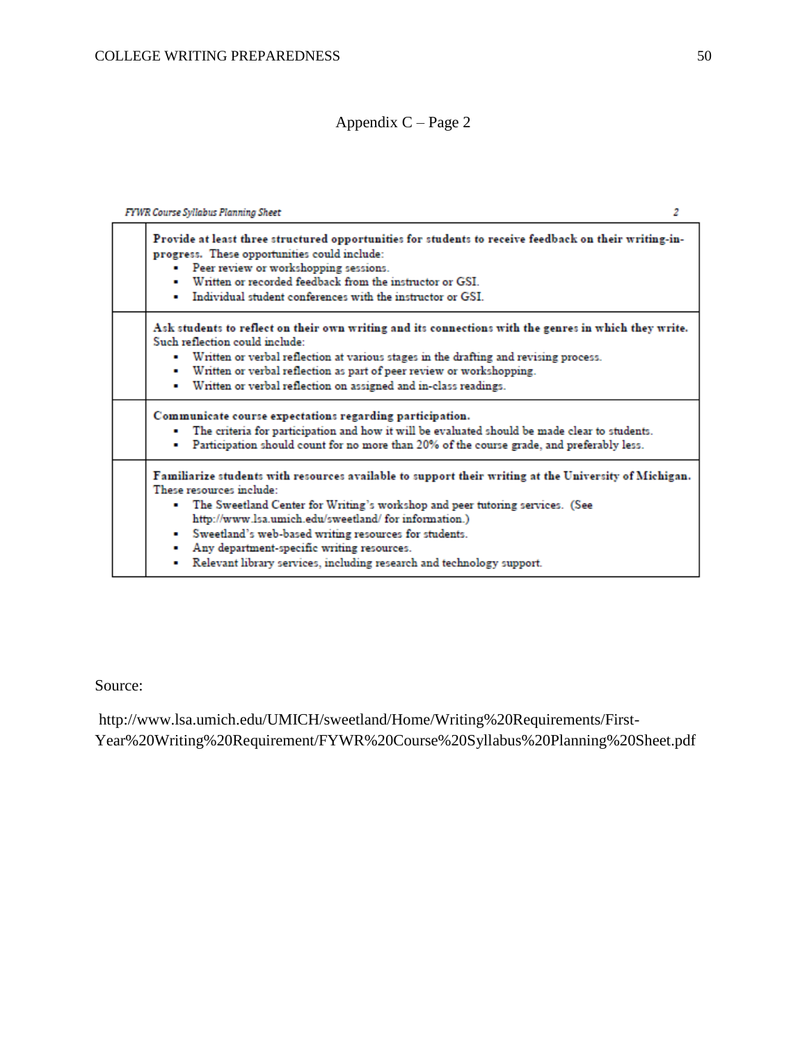Appendix C – Page 2

*FYWR Course Syllabus Planning Sheet* 2

| | |
|---|---|
| | **Provide at least three structured opportunities for students to receive feedback on their writing-in-progress.** These opportunities could include:<br>▪ Peer review or workshopping sessions.<br>▪ Written or recorded feedback from the instructor or GSI.<br>▪ Individual student conferences with the instructor or GSI. |
| | **Ask students to reflect on their own writing and its connections with the genres in which they write.** Such reflection could include:<br>▪ Written or verbal reflection at various stages in the drafting and revising process.<br>▪ Written or verbal reflection as part of peer review or workshopping.<br>▪ Written or verbal reflection on assigned and in-class readings. |
| | **Communicate course expectations regarding participation.**<br>▪ The criteria for participation and how it will be evaluated should be made clear to students.<br>▪ Participation should count for no more than 20% of the course grade, and preferably less. |
| | **Familiarize students with resources available to support their writing at the University of Michigan.** These resources include:<br>▪ The Sweetland Center for Writing's workshop and peer tutoring services. (See http://www.lsa.umich.edu/sweetland/ for information.)<br>▪ Sweetland's web-based writing resources for students.<br>▪ Any department-specific writing resources.<br>▪ Relevant library services, including research and technology support. |

Source:

http://www.lsa.umich.edu/UMICH/sweetland/Home/Writing%20Requirements/First-Year%20Writing%20Requirement/FYWR%20Course%20Syllabus%20Planning%20Sheet.pdf